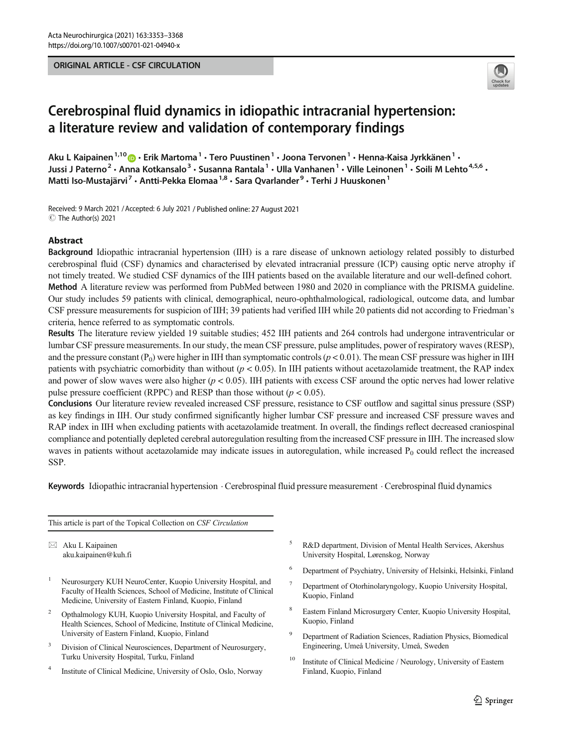ORIGINAL ARTICLE - CSF CIRCULATION

# Cerebrospinal fluid dynamics in idiopathic intracranial hypertension: a literature review and validation of contemporary findings

Aku L Kaipainen[1,10] · Erik Martoma[1] · Tero Puustinen[1] · Joona Tervonen[1] · Henna-Kaisa Jyrkkänen[1] · Jussi J Paterno[2] · Anna Kotkansalo[3] · Susanna Rantala[1] · Ulla Vanhanen[1] · Ville Leinonen[1] · Soili M Lehto[4,5,6] · Matti Iso-Mustajärvi[7] · Antti-Pekka Elomaa[1,8] · Sara Qvarlander[9] · Terhi J Huuskonen[1]

Received: 9 March 2021 / Accepted: 6 July 2021 / Published online: 27 August 2021
© The Author(s) 2021

## Abstract

**Background** Idiopathic intracranial hypertension (IIH) is a rare disease of unknown aetiology related possibly to disturbed cerebrospinal fluid (CSF) dynamics and characterised by elevated intracranial pressure (ICP) causing optic nerve atrophy if not timely treated. We studied CSF dynamics of the IIH patients based on the available literature and our well-defined cohort.

**Method** A literature review was performed from PubMed between 1980 and 2020 in compliance with the PRISMA guideline. Our study includes 59 patients with clinical, demographical, neuro-ophthalmological, radiological, outcome data, and lumbar CSF pressure measurements for suspicion of IIH; 39 patients had verified IIH while 20 patients did not according to Friedman's criteria, hence referred to as symptomatic controls.

**Results** The literature review yielded 19 suitable studies; 452 IIH patients and 264 controls had undergone intraventricular or lumbar CSF pressure measurements. In our study, the mean CSF pressure, pulse amplitudes, power of respiratory waves (RESP), and the pressure constant ($P_0$) were higher in IIH than symptomatic controls ($p < 0.01$). The mean CSF pressure was higher in IIH patients with psychiatric comorbidity than without ($p < 0.05$). In IIH patients without acetazolamide treatment, the RAP index and power of slow waves were also higher ($p < 0.05$). IIH patients with excess CSF around the optic nerves had lower relative pulse pressure coefficient (RPPC) and RESP than those without ($p < 0.05$).

**Conclusions** Our literature review revealed increased CSF pressure, resistance to CSF outflow and sagittal sinus pressure (SSP) as key findings in IIH. Our study confirmed significantly higher lumbar CSF pressure and increased CSF pressure waves and RAP index in IIH when excluding patients with acetazolamide treatment. In overall, the findings reflect decreased craniospinal compliance and potentially depleted cerebral autoregulation resulting from the increased CSF pressure in IIH. The increased slow waves in patients without acetazolamide may indicate issues in autoregulation, while increased $P_0$ could reflect the increased SSP.

**Keywords** Idiopathic intracranial hypertension · Cerebrospinal fluid pressure measurement · Cerebrospinal fluid dynamics

---

This article is part of the Topical Collection on *CSF Circulation*

✉ Aku L Kaipainen
aku.kaipainen@kuh.fi

[1] Neurosurgery KUH NeuroCenter, Kuopio University Hospital, and Faculty of Health Sciences, School of Medicine, Institute of Clinical Medicine, University of Eastern Finland, Kuopio, Finland

[2] Opthalmology KUH, Kuopio University Hospital, and Faculty of Health Sciences, School of Medicine, Institute of Clinical Medicine, University of Eastern Finland, Kuopio, Finland

[3] Division of Clinical Neurosciences, Department of Neurosurgery, Turku University Hospital, Turku, Finland

[4] Institute of Clinical Medicine, University of Oslo, Oslo, Norway

[5] R&D department, Division of Mental Health Services, Akershus University Hospital, Lørenskog, Norway

[6] Department of Psychiatry, University of Helsinki, Helsinki, Finland

[7] Department of Otorhinolaryngology, Kuopio University Hospital, Kuopio, Finland

[8] Eastern Finland Microsurgery Center, Kuopio University Hospital, Kuopio, Finland

[9] Department of Radiation Sciences, Radiation Physics, Biomedical Engineering, Umeå University, Umeå, Sweden

[10] Institute of Clinical Medicine / Neurology, University of Eastern Finland, Kuopio, Finland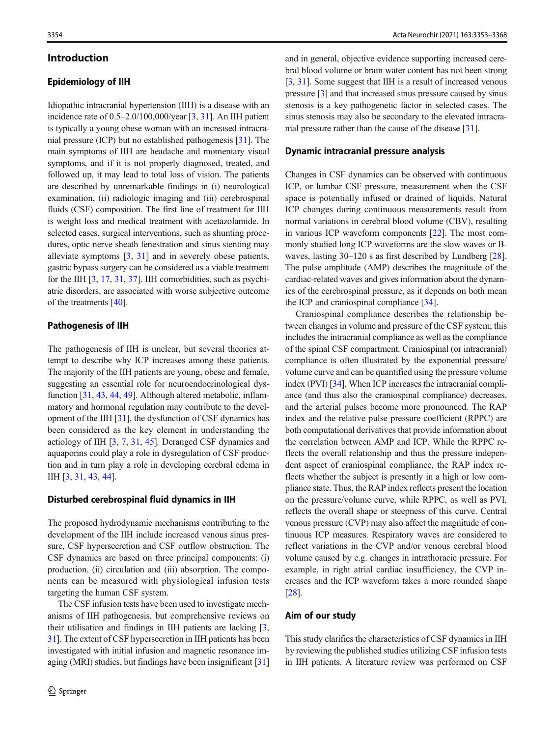## Introduction

### Epidemiology of IIH

Idiopathic intracranial hypertension (IIH) is a disease with an incidence rate of 0.5–2.0/100,000/year [3, 31]. An IIH patient is typically a young obese woman with an increased intracranial pressure (ICP) but no established pathogenesis [31]. The main symptoms of IIH are headache and momentary visual symptoms, and if it is not properly diagnosed, treated, and followed up, it may lead to total loss of vision. The patients are described by unremarkable findings in (i) neurological examination, (ii) radiologic imaging and (iii) cerebrospinal fluids (CSF) composition. The first line of treatment for IIH is weight loss and medical treatment with acetazolamide. In selected cases, surgical interventions, such as shunting procedures, optic nerve sheath fenestration and sinus stenting may alleviate symptoms [3, 31] and in severely obese patients, gastric bypass surgery can be considered as a viable treatment for the IIH [3, 17, 31, 37]. IIH comorbidities, such as psychiatric disorders, are associated with worse subjective outcome of the treatments [40].

### Pathogenesis of IIH

The pathogenesis of IIH is unclear, but several theories attempt to describe why ICP increases among these patients. The majority of the IIH patients are young, obese and female, suggesting an essential role for neuroendocrinological dysfunction [31, 43, 44, 49]. Although altered metabolic, inflammatory and hormonal regulation may contribute to the development of the IIH [31], the dysfunction of CSF dynamics has been considered as the key element in understanding the aetiology of IIH [3, 7, 31, 45]. Deranged CSF dynamics and aquaporins could play a role in dysregulation of CSF production and in turn play a role in developing cerebral edema in IIH [3, 31, 43, 44].

### Disturbed cerebrospinal fluid dynamics in IIH

The proposed hydrodynamic mechanisms contributing to the development of the IIH include increased venous sinus pressure, CSF hypersecretion and CSF outflow obstruction. The CSF dynamics are based on three principal components: (i) production, (ii) circulation and (iii) absorption. The components can be measured with physiological infusion tests targeting the human CSF system.

The CSF infusion tests have been used to investigate mechanisms of IIH pathogenesis, but comprehensive reviews on their utilisation and findings in IIH patients are lacking [3, 31]. The extent of CSF hypersecretion in IIH patients has been investigated with initial infusion and magnetic resonance imaging (MRI) studies, but findings have been insignificant [31] and in general, objective evidence supporting increased cerebral blood volume or brain water content has not been strong [3, 31]. Some suggest that IIH is a result of increased venous pressure [3] and that increased sinus pressure caused by sinus stenosis is a key pathogenetic factor in selected cases. The sinus stenosis may also be secondary to the elevated intracranial pressure rather than the cause of the disease [31].

### Dynamic intracranial pressure analysis

Changes in CSF dynamics can be observed with continuous ICP, or lumbar CSF pressure, measurement when the CSF space is potentially infused or drained of liquids. Natural ICP changes during continuous measurements result from normal variations in cerebral blood volume (CBV), resulting in various ICP waveform components [22]. The most commonly studied long ICP waveforms are the slow waves or B-waves, lasting 30–120 s as first described by Lundberg [28]. The pulse amplitude (AMP) describes the magnitude of the cardiac-related waves and gives information about the dynamics of the cerebrospinal pressure, as it depends on both mean the ICP and craniospinal compliance [34].

Craniospinal compliance describes the relationship between changes in volume and pressure of the CSF system; this includes the intracranial compliance as well as the compliance of the spinal CSF compartment. Craniospinal (or intracranial) compliance is often illustrated by the exponential pressure/volume curve and can be quantified using the pressure volume index (PVI) [34]. When ICP increases the intracranial compliance (and thus also the craniospinal compliance) decreases, and the arterial pulses become more pronounced. The RAP index and the relative pulse pressure coefficient (RPPC) are both computational derivatives that provide information about the correlation between AMP and ICP. While the RPPC reflects the overall relationship and thus the pressure independent aspect of craniospinal compliance, the RAP index reflects whether the subject is presently in a high or low compliance state. Thus, the RAP index reflects present the location on the pressure/volume curve, while RPPC, as well as PVI, reflects the overall shape or steepness of this curve. Central venous pressure (CVP) may also affect the magnitude of continuous ICP measures. Respiratory waves are considered to reflect variations in the CVP and/or venous cerebral blood volume caused by e.g. changes in intrathoracic pressure. For example, in right atrial cardiac insufficiency, the CVP increases and the ICP waveform takes a more rounded shape [28].

### Aim of our study

This study clarifies the characteristics of CSF dynamics in IIH by reviewing the published studies utilizing CSF infusion tests in IIH patients. A literature review was performed on CSF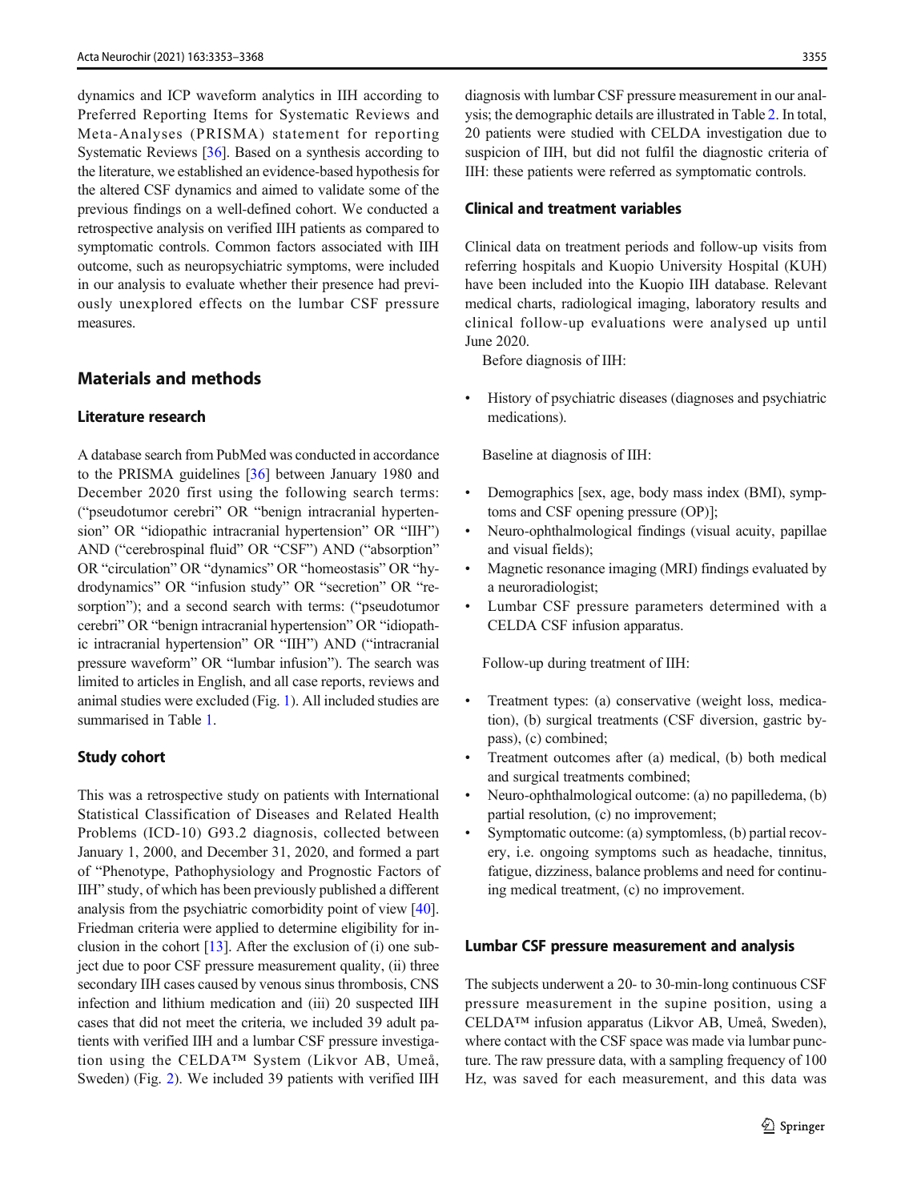dynamics and ICP waveform analytics in IIH according to Preferred Reporting Items for Systematic Reviews and Meta-Analyses (PRISMA) statement for reporting Systematic Reviews [36]. Based on a synthesis according to the literature, we established an evidence-based hypothesis for the altered CSF dynamics and aimed to validate some of the previous findings on a well-defined cohort. We conducted a retrospective analysis on verified IIH patients as compared to symptomatic controls. Common factors associated with IIH outcome, such as neuropsychiatric symptoms, were included in our analysis to evaluate whether their presence had previously unexplored effects on the lumbar CSF pressure measures.

## Materials and methods

### Literature research

A database search from PubMed was conducted in accordance to the PRISMA guidelines [36] between January 1980 and December 2020 first using the following search terms: ("pseudotumor cerebri" OR "benign intracranial hypertension" OR "idiopathic intracranial hypertension" OR "IIH") AND ("cerebrospinal fluid" OR "CSF") AND ("absorption" OR "circulation" OR "dynamics" OR "homeostasis" OR "hydrodynamics" OR "infusion study" OR "secretion" OR "resorption"); and a second search with terms: ("pseudotumor cerebri" OR "benign intracranial hypertension" OR "idiopathic intracranial hypertension" OR "IIH") AND ("intracranial pressure waveform" OR "lumbar infusion"). The search was limited to articles in English, and all case reports, reviews and animal studies were excluded (Fig. 1). All included studies are summarised in Table 1.

### Study cohort

This was a retrospective study on patients with International Statistical Classification of Diseases and Related Health Problems (ICD-10) G93.2 diagnosis, collected between January 1, 2000, and December 31, 2020, and formed a part of "Phenotype, Pathophysiology and Prognostic Factors of IIH" study, of which has been previously published a different analysis from the psychiatric comorbidity point of view [40]. Friedman criteria were applied to determine eligibility for inclusion in the cohort [13]. After the exclusion of (i) one subject due to poor CSF pressure measurement quality, (ii) three secondary IIH cases caused by venous sinus thrombosis, CNS infection and lithium medication and (iii) 20 suspected IIH cases that did not meet the criteria, we included 39 adult patients with verified IIH and a lumbar CSF pressure investigation using the CELDA™ System (Likvor AB, Umeå, Sweden) (Fig. 2). We included 39 patients with verified IIH diagnosis with lumbar CSF pressure measurement in our analysis; the demographic details are illustrated in Table 2. In total, 20 patients were studied with CELDA investigation due to suspicion of IIH, but did not fulfil the diagnostic criteria of IIH: these patients were referred as symptomatic controls.

### Clinical and treatment variables

Clinical data on treatment periods and follow-up visits from referring hospitals and Kuopio University Hospital (KUH) have been included into the Kuopio IIH database. Relevant medical charts, radiological imaging, laboratory results and clinical follow-up evaluations were analysed up until June 2020.

Before diagnosis of IIH:

- History of psychiatric diseases (diagnoses and psychiatric medications).

Baseline at diagnosis of IIH:

- Demographics [sex, age, body mass index (BMI), symptoms and CSF opening pressure (OP)];
- Neuro-ophthalmological findings (visual acuity, papillae and visual fields);
- Magnetic resonance imaging (MRI) findings evaluated by a neuroradiologist;
- Lumbar CSF pressure parameters determined with a CELDA CSF infusion apparatus.

Follow-up during treatment of IIH:

- Treatment types: (a) conservative (weight loss, medication), (b) surgical treatments (CSF diversion, gastric bypass), (c) combined;
- Treatment outcomes after (a) medical, (b) both medical and surgical treatments combined;
- Neuro-ophthalmological outcome: (a) no papilledema, (b) partial resolution, (c) no improvement;
- Symptomatic outcome: (a) symptomless, (b) partial recovery, i.e. ongoing symptoms such as headache, tinnitus, fatigue, dizziness, balance problems and need for continuing medical treatment, (c) no improvement.

### Lumbar CSF pressure measurement and analysis

The subjects underwent a 20- to 30-min-long continuous CSF pressure measurement in the supine position, using a CELDA™ infusion apparatus (Likvor AB, Umeå, Sweden), where contact with the CSF space was made via lumbar puncture. The raw pressure data, with a sampling frequency of 100 Hz, was saved for each measurement, and this data was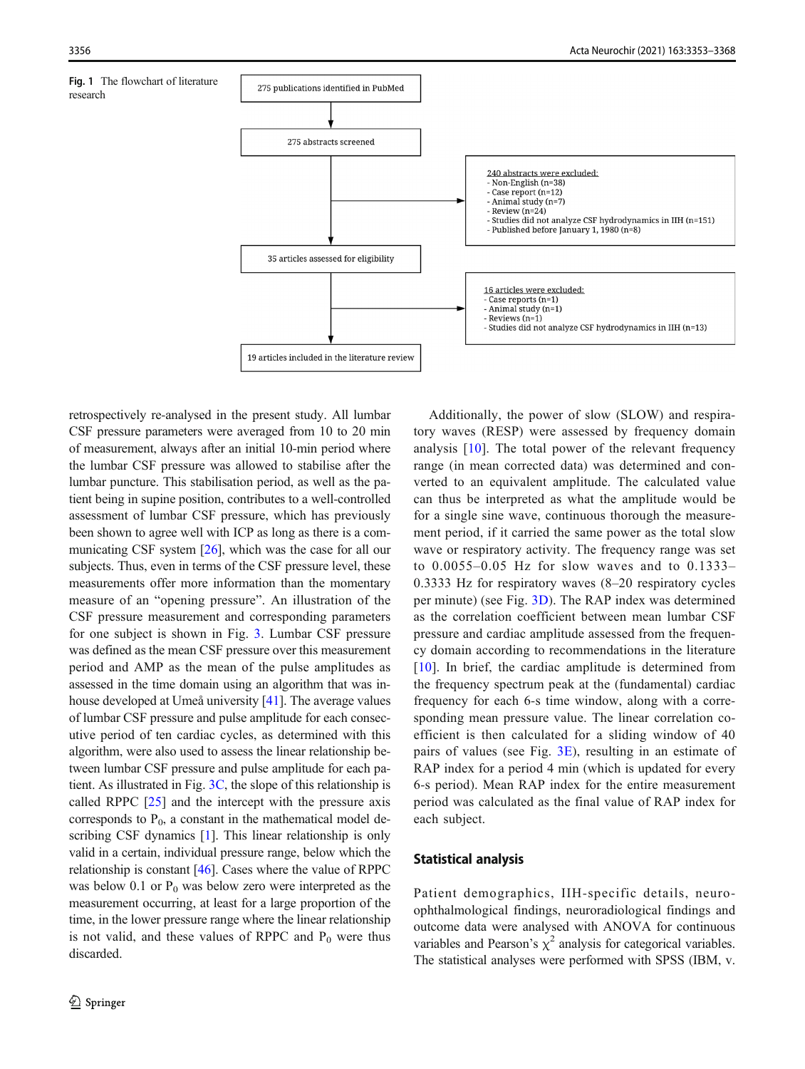**Fig. 1** The flowchart of literature research

275 publications identified in PubMed

275 abstracts screened

240 abstracts were excluded:
- Non-English (n=38)
- Case report (n=12)
- Animal study (n=7)
- Review (n=24)
- Studies did not analyze CSF hydrodynamics in IIH (n=151)
- Published before January 1, 1980 (n=8)

35 articles assessed for eligibility

16 articles were excluded:
- Case reports (n=1)
- Animal study (n=1)
- Reviews (n=1)
- Studies did not analyze CSF hydrodynamics in IIH (n=13)

19 articles included in the literature review

retrospectively re-analysed in the present study. All lumbar CSF pressure parameters were averaged from 10 to 20 min of measurement, always after an initial 10-min period where the lumbar CSF pressure was allowed to stabilise after the lumbar puncture. This stabilisation period, as well as the patient being in supine position, contributes to a well-controlled assessment of lumbar CSF pressure, which has previously been shown to agree well with ICP as long as there is a communicating CSF system [26], which was the case for all our subjects. Thus, even in terms of the CSF pressure level, these measurements offer more information than the momentary measure of an "opening pressure". An illustration of the CSF pressure measurement and corresponding parameters for one subject is shown in Fig. 3. Lumbar CSF pressure was defined as the mean CSF pressure over this measurement period and AMP as the mean of the pulse amplitudes as assessed in the time domain using an algorithm that was in-house developed at Umeå university [41]. The average values of lumbar CSF pressure and pulse amplitude for each consecutive period of ten cardiac cycles, as determined with this algorithm, were also used to assess the linear relationship between lumbar CSF pressure and pulse amplitude for each patient. As illustrated in Fig. 3C, the slope of this relationship is called RPPC [25] and the intercept with the pressure axis corresponds to $P_0$, a constant in the mathematical model describing CSF dynamics [1]. This linear relationship is only valid in a certain, individual pressure range, below which the relationship is constant [46]. Cases where the value of RPPC was below 0.1 or $P_0$ was below zero were interpreted as the measurement occurring, at least for a large proportion of the time, in the lower pressure range where the linear relationship is not valid, and these values of RPPC and $P_0$ were thus discarded.

Additionally, the power of slow (SLOW) and respiratory waves (RESP) were assessed by frequency domain analysis [10]. The total power of the relevant frequency range (in mean corrected data) was determined and converted to an equivalent amplitude. The calculated value can thus be interpreted as what the amplitude would be for a single sine wave, continuous thorough the measurement period, if it carried the same power as the total slow wave or respiratory activity. The frequency range was set to 0.0055–0.05 Hz for slow waves and to 0.1333–0.3333 Hz for respiratory waves (8–20 respiratory cycles per minute) (see Fig. 3D). The RAP index was determined as the correlation coefficient between mean lumbar CSF pressure and cardiac amplitude assessed from the frequency domain according to recommendations in the literature [10]. In brief, the cardiac amplitude is determined from the frequency spectrum peak at the (fundamental) cardiac frequency for each 6-s time window, along with a corresponding mean pressure value. The linear correlation coefficient is then calculated for a sliding window of 40 pairs of values (see Fig. 3E), resulting in an estimate of RAP index for a period 4 min (which is updated for every 6-s period). Mean RAP index for the entire measurement period was calculated as the final value of RAP index for each subject.

## Statistical analysis

Patient demographics, IIH-specific details, neuro-ophthalmological findings, neuroradiological findings and outcome data were analysed with ANOVA for continuous variables and Pearson's $\chi^2$ analysis for categorical variables. The statistical analyses were performed with SPSS (IBM, v.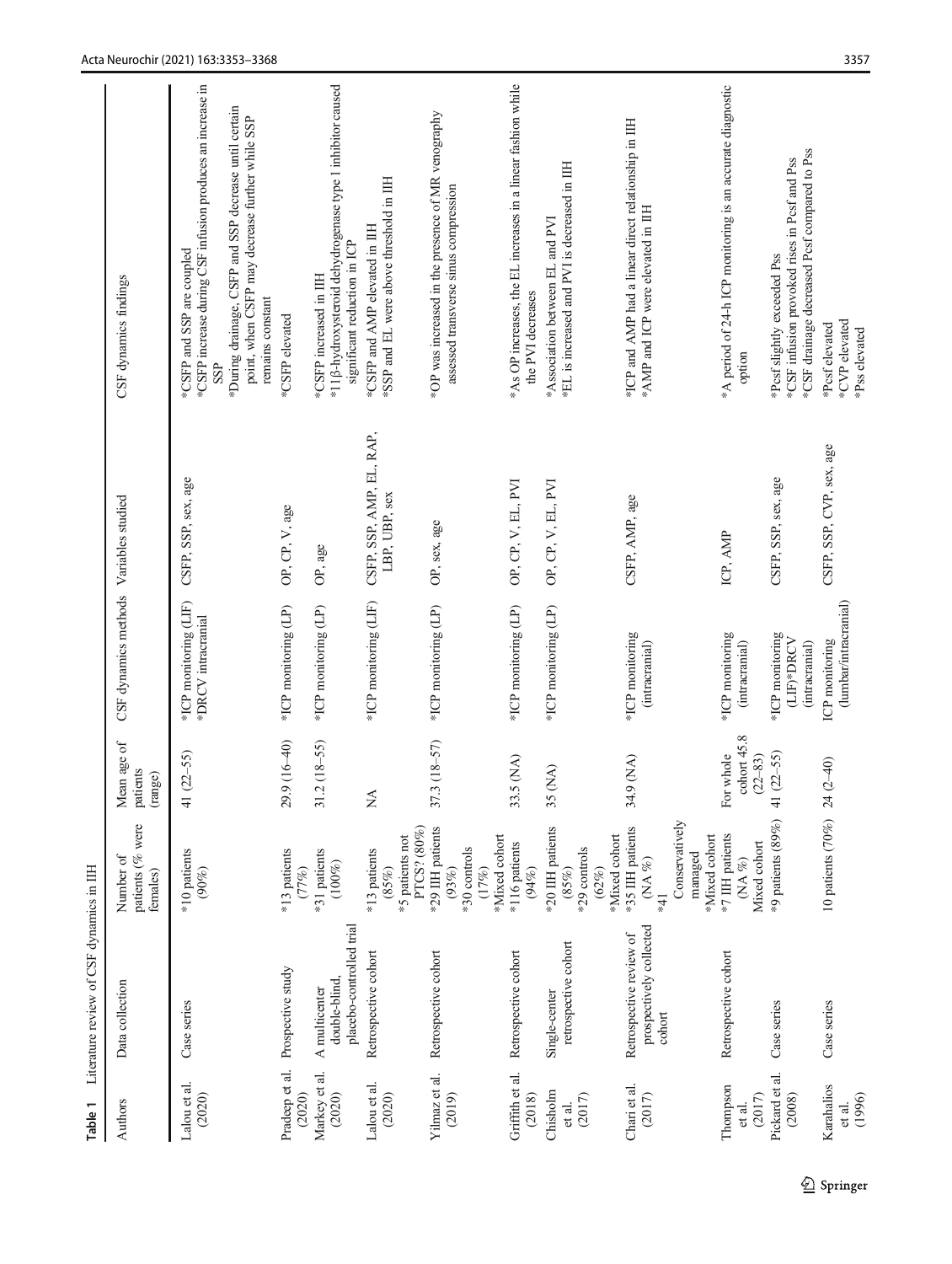**Table 1** Literature review of CSF dynamics in IIH

| Authors | Data collection | Number of patients (% were females) | Mean age of patients (range) | CSF dynamics methods | Variables studied | CSF dynamics findings |
|---|---|---|---|---|---|---|
| Lalou et al. (2020) | Case series | *10 patients (90%) | 41 (22–55) | *ICP monitoring (LIF) *DRCV intracranial | CSFP, SSP, sex, age | *CSFP and SSP are coupled *CSFP increase during CSF infusion produces an increase in SSP *During drainage, CSFP and SSP decrease until certain point, when CSFP may decrease further while SSP remains constant |
| Pradeep et al. (2020) | Prospective study | *13 patients (77%) | 29.9 (16–40) | *ICP monitoring (LP) | OP, CP, V, age | *CSFP elevated |
| Markey et al. (2020) | A multicenter double-blind, placebo-controlled trial | *31 patients (100%) | 31.2 (18–55) | *ICP monitoring (LP) | OP, age | *CSFP increased in IIH *11β-hydroxysteroid dehydrogenase type 1 inhibitor caused significant reduction in ICP |
| Lalou et al. (2020) | Retrospective cohort | *13 patients (85%) *5 patients not PTCS? (80%) | NA | *ICP monitoring (LIF) | CSFP, SSP, AMP, EL, RAP, LBP, UBP, sex | *CSFP and AMP elevated in IIH *SSP and EL were above threshold in IIH |
| Yilmaz et al. (2019) | Retrospective cohort | *29 IIH patients (93%) *30 controls (17%) *Mixed cohort | 37.3 (18–57) | *ICP monitoring (LP) | OP, sex, age | *OP was increased in the presence of MR venography assessed transverse sinus compression |
| Griffith et al. (2018) | Retrospective cohort | *116 patients (94%) | 33.5 (NA) | *ICP monitoring (LP) | OP, CP, V, EL, PVI | *As OP increases, the EL increases in a linear fashion while the PVI decreases |
| Chisholm et al. (2017) | Single-center retrospective cohort | *20 IIH patients (85%) *29 controls (62%) *Mixed cohort | 35 (NA) | *ICP monitoring (LP) | OP, CP, V, EL, PVI | *Association between EL and PVI *EL is increased and PVI is decreased in IIH |
| Chari et al. (2017) | Retrospective review of prospectively collected cohort | *35 IIH patients (NA %) *41 Conservatively managed *Mixed cohort | 34.9 (NA) | *ICP monitoring (intracranial) | CSFP, AMP, age | *ICP and AMP had a linear direct relationship in IIH *AMP and ICP were elevated in IIH |
| Thompson et al. (2017) | Retrospective cohort | *7 IIH patients (NA %) Mixed cohort | For whole cohort 45.8 (22–83) | *ICP monitoring (intracranial) | ICP, AMP | *A period of 24-h ICP monitoring is an accurate diagnostic option |
| Pickard et al. (2008) | Case series | *9 patients (89%) | 41 (22–55) | *ICP monitoring (LIF)*DRCV (intracranial) | CSFP, SSP, sex, age | *Pcsf slightly exceeded Pss *CSF infusion provoked rises in Pcsf and Pss *CSF drainage decreased Pcsf compared to Pss |
| Karahalios et al. (1996) | Case series | 10 patients (70%) | 24 (2–40) | ICP monitoring (lumbar/intracranial) | CSFP, SSP, CVP, sex, age | *Pcsf elevated *CVP elevated *Pss elevated |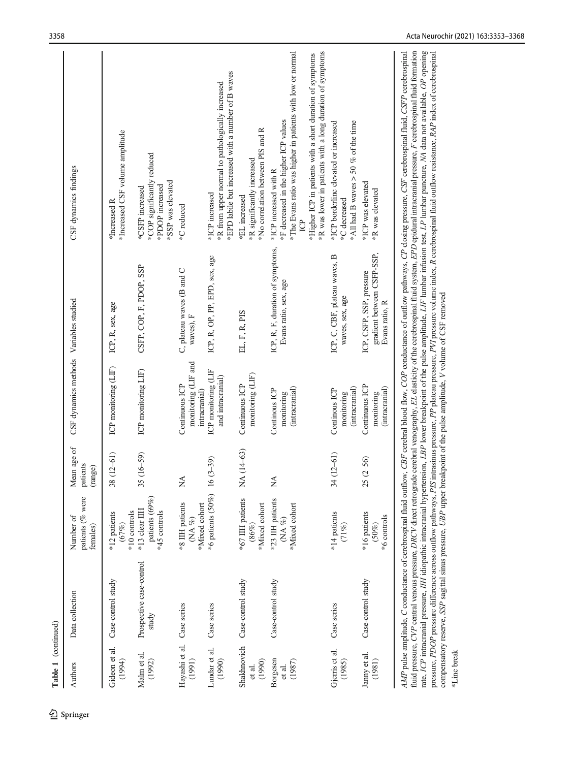**Table 1** (continued)

| Authors | Data collection | Number of patients (% were females) | Mean age of patients (range) | CSF dynamics methods | Variables studied | CSF dynamics findings |
|---|---|---|---|---|---|---|
| Gideon et al. (1994) | Case-control study | *12 patients (67%) *10 controls | 38 (12–61) | ICP monitoring (LIF) | ICP, R, sex, age | *Increased R *Increased CSF volume amplitude |
| Malm et al. (1992) | Prospective case-control study | *13 clear IIH patients (69%) *45 controls | 35 (16–59) | ICP monitoring LIF) | CSFP, COP, F, PDOP, SSP | *CSFP increased *COP significantly reduced *PDOP increased *SSP was elevated |
| Hayashi et al. (1991) | Case series | *8 IIH patients (NA %) *Mixed cohort | NA | Continuous ICP monitoring (LIF and intracranial) | C, plateau waves (B and C waves), F | *C reduced |
| Lundar et al. (1990) | Case series | *6 patients (50%) | 16 (3–39) | ICP monitoring (LIF and intracranial) | ICP, R, OP, PP, EPD, sex, age | *ICP increased *R from upper normal to pathologically increased *EPD labile but increased with a number of B waves |
| Shakhnovich et al. (1990) | Case-control study | *67 IIH patients (86%) *Mixed cohort | NA (14–63) | Continuous ICP monitoring (LIF) | EL, F, R, PIS | *EL increased *R significantly increased *No correlation between PIS and R |
| Borgesen et al. (1987) | Case-control study | *23 IIH patients (NA %) *Mixed cohort | NA | Continuous ICP monitoring (intracranial) | ICP, R, F, duration of symptoms, Evans ratio, sex, age | *ICP increased with R *F decreased in the higher ICP values *The Evans ratio was higher in patients with low or normal ICP *Higher ICP in patients with a short duration of symptoms *R was lower in patients with a long duration of symptoms |
| Gjerris et al. (1985) | Case series | *14 patients (71%) | 34 (12–61) | Continous ICP monitoring (intracranial) | ICP, C, CBF, plateau waves, B waves, sex, age | *ICP borderline elevated or increased *C decreased *All had B waves > 50 % of the time |
| Janny et al. (1981) | Case-control study | *16 patients (50%) *6 controls | 25 (2–56) | Continuous ICP monitoring (intracranial) | ICP, CSFP, SSP, pressure gradient between CSFP-SSP, Evans ratio, R | *ICP was elevated *R was elevated |

*AMP* pulse amplitude, *C* conductance of cerebrospinal fluid outflow, *CBF* cerebral blood flow, *COP* conductance of outflow pathways, *CP* closing pressure, *CSF* cerebrospinal fluid, *CSFP* cerebrospinal fluid pressure, *CVP* central venous pressure, *DRCV* direct retrograde cerebral venography, *EL* elasticity of the cerebrospinal fluid system, *EPD* epidural intracranial pressure, *F* cerebrospinal fluid formation rate, *ICP* intracranial pressure, *IIH* idiopathic intracranial hypertension, *LBP* lower breakpoint of the pulse amplitude, *LIF* lumbar infusion test, *LP* lumbar puncture, *NA* data not available, *OP* opening pressure, *PDOP* pressure difference across outflow pathways, *PIS* intrasinus pressure, *PP* plateau pressure, *PVI* pressure volume index, *R* cerebrospinal fluid outflow resistance, *RAP* index of cerebrospinal compensatory reserve, *SSP* sagittal sinus pressure, *UBP* upper breakpoint of the pulse amplitude, *V* volume of CSF removed

*Line break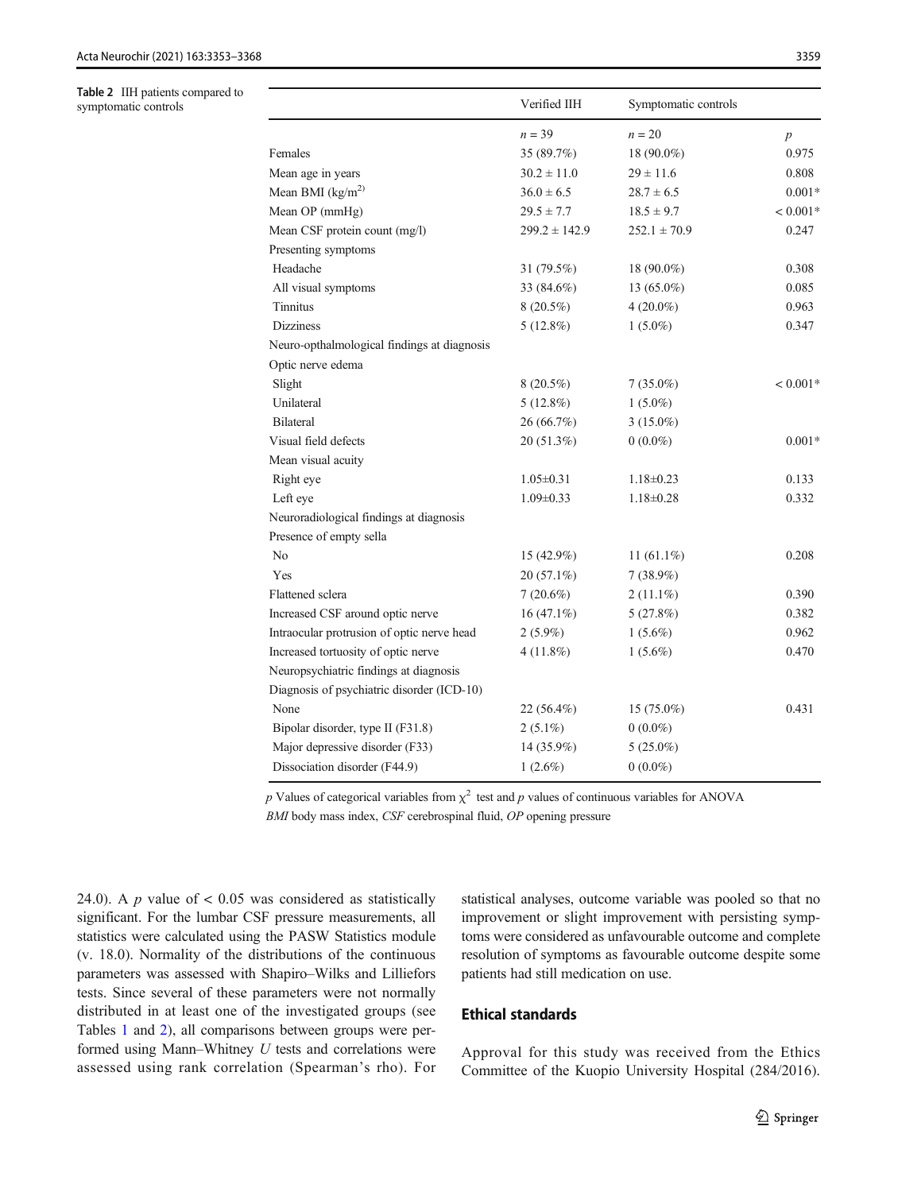**Table 2** IIH patients compared to symptomatic controls

| | Verified IIH | Symptomatic controls | |
|---|---|---|---|
| | $n = 39$ | $n = 20$ | $p$ |
| Females | 35 (89.7%) | 18 (90.0%) | 0.975 |
| Mean age in years | 30.2 ± 11.0 | 29 ± 11.6 | 0.808 |
| Mean BMI (kg/m$^2$) | 36.0 ± 6.5 | 28.7 ± 6.5 | 0.001* |
| Mean OP (mmHg) | 29.5 ± 7.7 | 18.5 ± 9.7 | < 0.001* |
| Mean CSF protein count (mg/l) | 299.2 ± 142.9 | 252.1 ± 70.9 | 0.247 |
| Presenting symptoms | | | |
| Headache | 31 (79.5%) | 18 (90.0%) | 0.308 |
| All visual symptoms | 33 (84.6%) | 13 (65.0%) | 0.085 |
| Tinnitus | 8 (20.5%) | 4 (20.0%) | 0.963 |
| Dizziness | 5 (12.8%) | 1 (5.0%) | 0.347 |
| Neuro-opthalmological findings at diagnosis | | | |
| Optic nerve edema | | | |
| Slight | 8 (20.5%) | 7 (35.0%) | < 0.001* |
| Unilateral | 5 (12.8%) | 1 (5.0%) | |
| Bilateral | 26 (66.7%) | 3 (15.0%) | |
| Visual field defects | 20 (51.3%) | 0 (0.0%) | 0.001* |
| Mean visual acuity | | | |
| Right eye | 1.05±0.31 | 1.18±0.23 | 0.133 |
| Left eye | 1.09±0.33 | 1.18±0.28 | 0.332 |
| Neuroradiological findings at diagnosis | | | |
| Presence of empty sella | | | |
| No | 15 (42.9%) | 11 (61.1%) | 0.208 |
| Yes | 20 (57.1%) | 7 (38.9%) | |
| Flattened sclera | 7 (20.6%) | 2 (11.1%) | 0.390 |
| Increased CSF around optic nerve | 16 (47.1%) | 5 (27.8%) | 0.382 |
| Intraocular protrusion of optic nerve head | 2 (5.9%) | 1 (5.6%) | 0.962 |
| Increased tortuosity of optic nerve | 4 (11.8%) | 1 (5.6%) | 0.470 |
| Neuropsychiatric findings at diagnosis | | | |
| Diagnosis of psychiatric disorder (ICD-10) | | | |
| None | 22 (56.4%) | 15 (75.0%) | 0.431 |
| Bipolar disorder, type II (F31.8) | 2 (5.1%) | 0 (0.0%) | |
| Major depressive disorder (F33) | 14 (35.9%) | 5 (25.0%) | |
| Dissociation disorder (F44.9) | 1 (2.6%) | 0 (0.0%) | |

$p$ Values of categorical variables from $\chi^2$ test and $p$ values of continuous variables for ANOVA

*BMI* body mass index, *CSF* cerebrospinal fluid, *OP* opening pressure

24.0). A $p$ value of $< 0.05$ was considered as statistically significant. For the lumbar CSF pressure measurements, all statistics were calculated using the PASW Statistics module (v. 18.0). Normality of the distributions of the continuous parameters was assessed with Shapiro–Wilks and Lilliefors tests. Since several of these parameters were not normally distributed in at least one of the investigated groups (see Tables 1 and 2), all comparisons between groups were performed using Mann–Whitney $U$ tests and correlations were assessed using rank correlation (Spearman's rho). For statistical analyses, outcome variable was pooled so that no improvement or slight improvement with persisting symptoms were considered as unfavourable outcome and complete resolution of symptoms as favourable outcome despite some patients had still medication on use.

## Ethical standards

Approval for this study was received from the Ethics Committee of the Kuopio University Hospital (284/2016).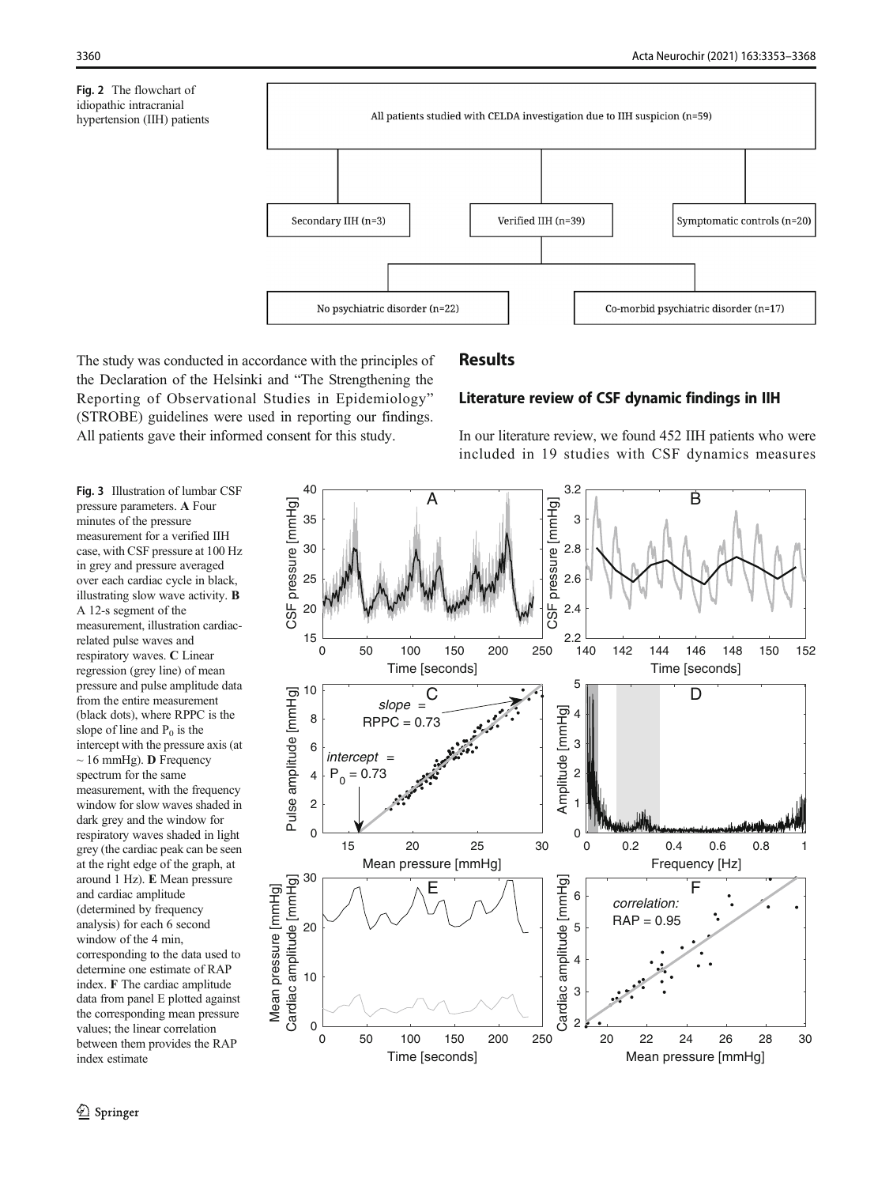**Fig. 2** The flowchart of idiopathic intracranial hypertension (IIH) patients

The study was conducted in accordance with the principles of the Declaration of the Helsinki and "The Strengthening the Reporting of Observational Studies in Epidemiology" (STROBE) guidelines were used in reporting our findings. All patients gave their informed consent for this study.

## Results

### Literature review of CSF dynamic findings in IIH

In our literature review, we found 452 IIH patients who were included in 19 studies with CSF dynamics measures

**Fig. 3** Illustration of lumbar CSF pressure parameters. **A** Four minutes of the pressure measurement for a verified IIH case, with CSF pressure at 100 Hz in grey and pressure averaged over each cardiac cycle in black, illustrating slow wave activity. **B** A 12-s segment of the measurement, illustration cardiac-related pulse waves and respiratory waves. **C** Linear regression (grey line) of mean pressure and pulse amplitude data from the entire measurement (black dots), where RPPC is the slope of line and $P_0$ is the intercept with the pressure axis (at ~ 16 mmHg). **D** Frequency spectrum for the same measurement, with the frequency window for slow waves shaded in dark grey and the window for respiratory waves shaded in light grey (the cardiac peak can be seen at the right edge of the graph, at around 1 Hz). **E** Mean pressure and cardiac amplitude (determined by frequency analysis) for each 6 second window of the 4 min, corresponding to the data used to determine one estimate of RAP index. **F** The cardiac amplitude data from panel E plotted against the corresponding mean pressure values; the linear correlation between them provides the RAP index estimate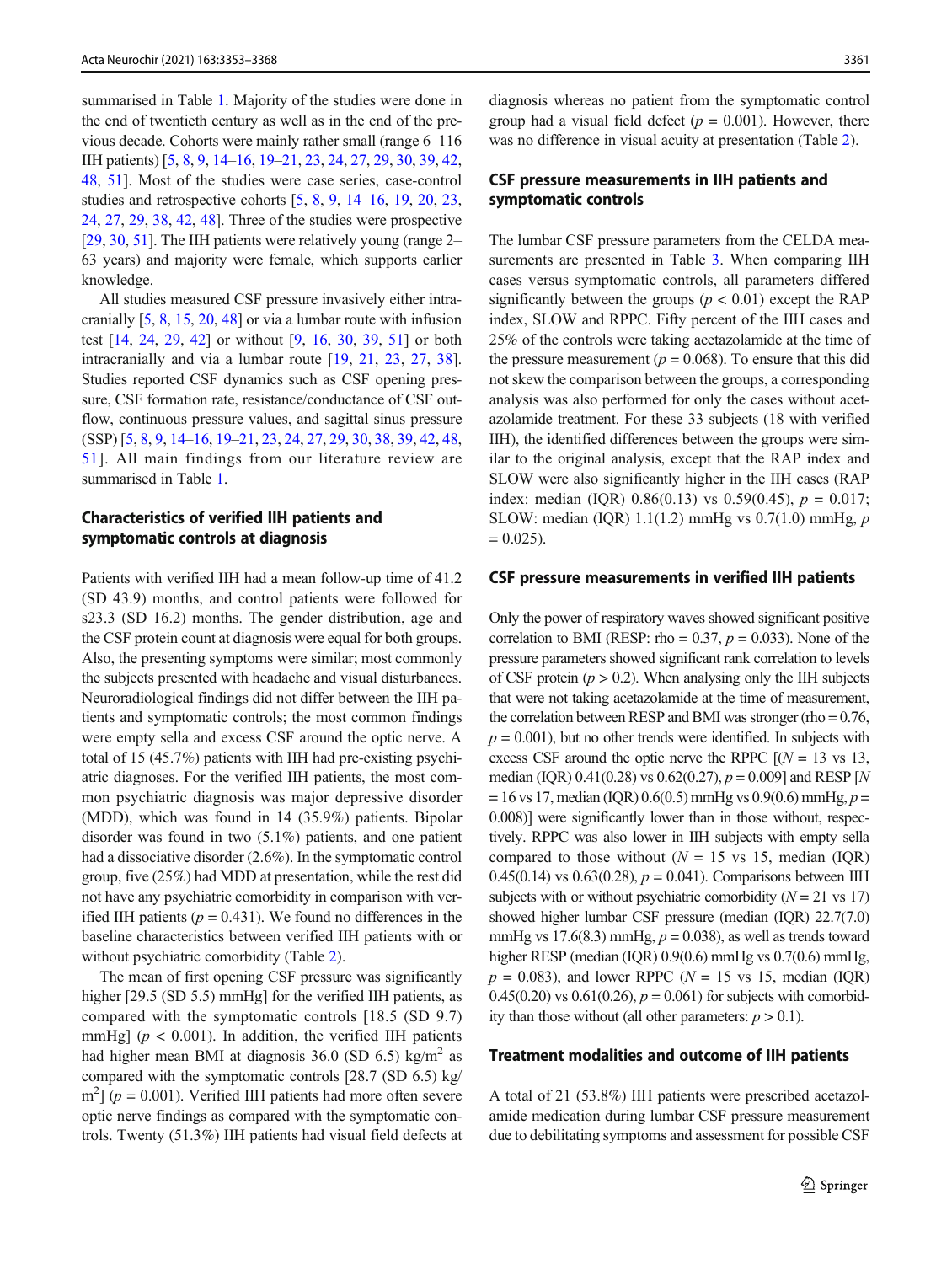summarised in Table 1. Majority of the studies were done in the end of twentieth century as well as in the end of the previous decade. Cohorts were mainly rather small (range 6–116 IIH patients) [5, 8, 9, 14–16, 19–21, 23, 24, 27, 29, 30, 39, 42, 48, 51]. Most of the studies were case series, case-control studies and retrospective cohorts [5, 8, 9, 14–16, 19, 20, 23, 24, 27, 29, 38, 42, 48]. Three of the studies were prospective [29, 30, 51]. The IIH patients were relatively young (range 2–63 years) and majority were female, which supports earlier knowledge.

All studies measured CSF pressure invasively either intracranially [5, 8, 15, 20, 48] or via a lumbar route with infusion test [14, 24, 29, 42] or without [9, 16, 30, 39, 51] or both intracranially and via a lumbar route [19, 21, 23, 27, 38]. Studies reported CSF dynamics such as CSF opening pressure, CSF formation rate, resistance/conductance of CSF outflow, continuous pressure values, and sagittal sinus pressure (SSP) [5, 8, 9, 14–16, 19–21, 23, 24, 27, 29, 30, 38, 39, 42, 48, 51]. All main findings from our literature review are summarised in Table 1.

## Characteristics of verified IIH patients and symptomatic controls at diagnosis

Patients with verified IIH had a mean follow-up time of 41.2 (SD 43.9) months, and control patients were followed for s23.3 (SD 16.2) months. The gender distribution, age and the CSF protein count at diagnosis were equal for both groups. Also, the presenting symptoms were similar; most commonly the subjects presented with headache and visual disturbances. Neuroradiological findings did not differ between the IIH patients and symptomatic controls; the most common findings were empty sella and excess CSF around the optic nerve. A total of 15 (45.7%) patients with IIH had pre-existing psychiatric diagnoses. For the verified IIH patients, the most common psychiatric diagnosis was major depressive disorder (MDD), which was found in 14 (35.9%) patients. Bipolar disorder was found in two (5.1%) patients, and one patient had a dissociative disorder (2.6%). In the symptomatic control group, five (25%) had MDD at presentation, while the rest did not have any psychiatric comorbidity in comparison with verified IIH patients ($p = 0.431$). We found no differences in the baseline characteristics between verified IIH patients with or without psychiatric comorbidity (Table 2).

The mean of first opening CSF pressure was significantly higher [29.5 (SD 5.5) mmHg] for the verified IIH patients, as compared with the symptomatic controls [18.5 (SD 9.7) mmHg] ($p < 0.001$). In addition, the verified IIH patients had higher mean BMI at diagnosis 36.0 (SD 6.5) kg/m$^2$ as compared with the symptomatic controls [28.7 (SD 6.5) kg/m$^2$] ($p = 0.001$). Verified IIH patients had more often severe optic nerve findings as compared with the symptomatic controls. Twenty (51.3%) IIH patients had visual field defects at diagnosis whereas no patient from the symptomatic control group had a visual field defect ($p = 0.001$). However, there was no difference in visual acuity at presentation (Table 2).

## CSF pressure measurements in IIH patients and symptomatic controls

The lumbar CSF pressure parameters from the CELDA measurements are presented in Table 3. When comparing IIH cases versus symptomatic controls, all parameters differed significantly between the groups ($p < 0.01$) except the RAP index, SLOW and RPPC. Fifty percent of the IIH cases and 25% of the controls were taking acetazolamide at the time of the pressure measurement ($p = 0.068$). To ensure that this did not skew the comparison between the groups, a corresponding analysis was also performed for only the cases without acetazolamide treatment. For these 33 subjects (18 with verified IIH), the identified differences between the groups were similar to the original analysis, except that the RAP index and SLOW were also significantly higher in the IIH cases (RAP index: median (IQR) 0.86(0.13) vs 0.59(0.45), $p = 0.017$; SLOW: median (IQR) 1.1(1.2) mmHg vs 0.7(1.0) mmHg, $p = 0.025$).

## CSF pressure measurements in verified IIH patients

Only the power of respiratory waves showed significant positive correlation to BMI (RESP: rho = 0.37, $p = 0.033$). None of the pressure parameters showed significant rank correlation to levels of CSF protein ($p > 0.2$). When analysing only the IIH subjects that were not taking acetazolamide at the time of measurement, the correlation between RESP and BMI was stronger (rho = 0.76, $p = 0.001$), but no other trends were identified. In subjects with excess CSF around the optic nerve the RPPC [($N = 13$ vs 13, median (IQR) 0.41(0.28) vs 0.62(0.27), $p = 0.009$] and RESP [$N = 16$ vs 17, median (IQR) 0.6(0.5) mmHg vs 0.9(0.6) mmHg, $p = 0.008$)] were significantly lower than in those without, respectively. RPPC was also lower in IIH subjects with empty sella compared to those without ($N = 15$ vs 15, median (IQR) 0.45(0.14) vs 0.63(0.28), $p = 0.041$). Comparisons between IIH subjects with or without psychiatric comorbidity ($N = 21$ vs 17) showed higher lumbar CSF pressure (median (IQR) 22.7(7.0) mmHg vs 17.6(8.3) mmHg, $p = 0.038$), as well as trends toward higher RESP (median (IQR) 0.9(0.6) mmHg vs 0.7(0.6) mmHg, $p = 0.083$), and lower RPPC ($N = 15$ vs 15, median (IQR) 0.45(0.20) vs 0.61(0.26), $p = 0.061$) for subjects with comorbidity than those without (all other parameters: $p > 0.1$).

## Treatment modalities and outcome of IIH patients

A total of 21 (53.8%) IIH patients were prescribed acetazolamide medication during lumbar CSF pressure measurement due to debilitating symptoms and assessment for possible CSF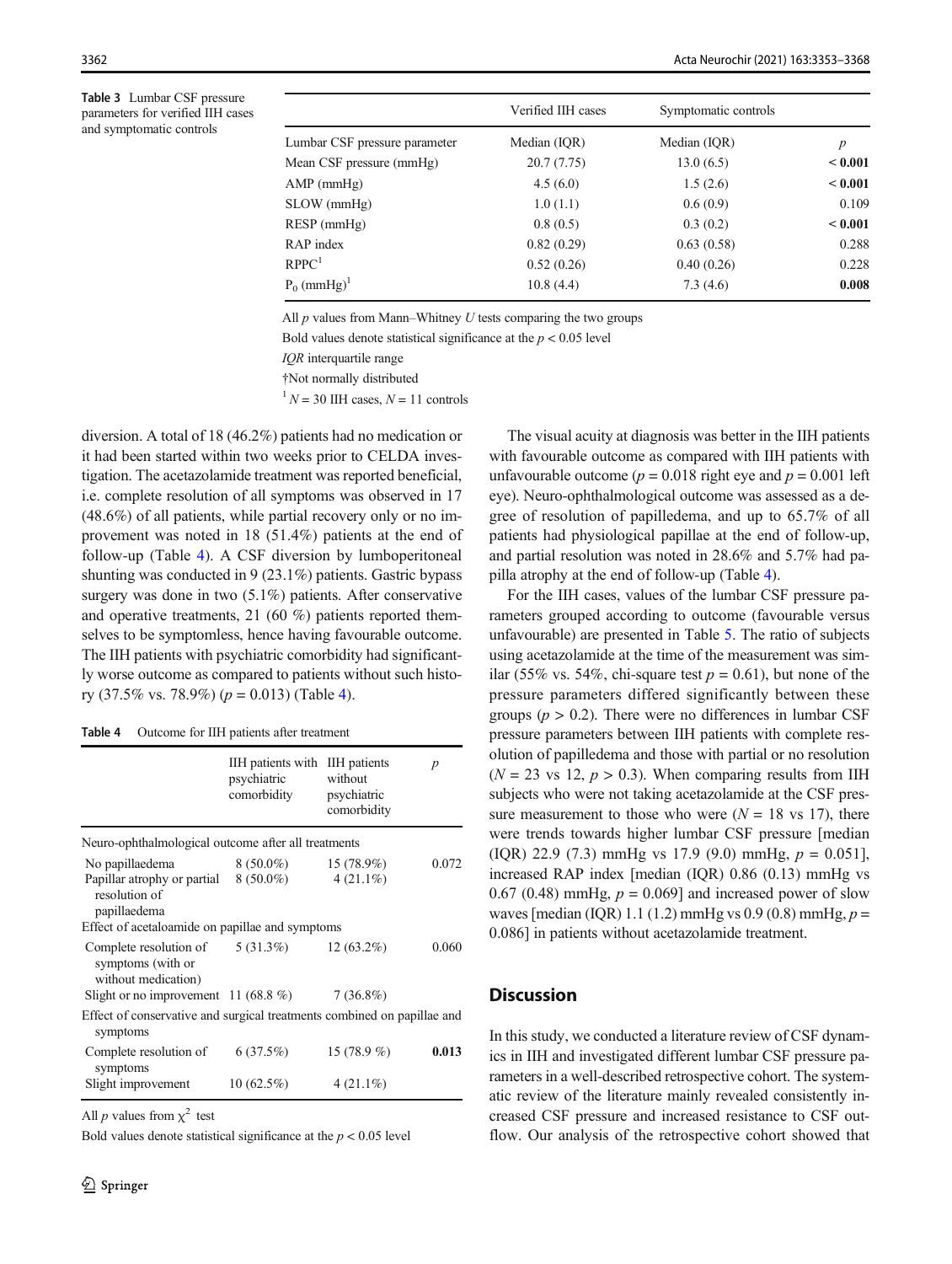**Table 3** Lumbar CSF pressure parameters for verified IIH cases and symptomatic controls

| | Verified IIH cases | Symptomatic controls | |
|---|---|---|---|
| Lumbar CSF pressure parameter | Median (IQR) | Median (IQR) | *p* |
| Mean CSF pressure (mmHg) | 20.7 (7.75) | 13.0 (6.5) | **< 0.001** |
| AMP (mmHg) | 4.5 (6.0) | 1.5 (2.6) | **< 0.001** |
| SLOW (mmHg) | 1.0 (1.1) | 0.6 (0.9) | 0.109 |
| RESP (mmHg) | 0.8 (0.5) | 0.3 (0.2) | **< 0.001** |
| RAP index | 0.82 (0.29) | 0.63 (0.58) | 0.288 |
| RPPC[1] | 0.52 (0.26) | 0.40 (0.26) | 0.228 |
| $P_0$ (mmHg)[1] | 10.8 (4.4) | 7.3 (4.6) | **0.008** |

All *p* values from Mann–Whitney *U* tests comparing the two groups

Bold values denote statistical significance at the $p < 0.05$ level

*IQR* interquartile range

†Not normally distributed

[1] $N = 30$ IIH cases, $N = 11$ controls

diversion. A total of 18 (46.2%) patients had no medication or it had been started within two weeks prior to CELDA investigation. The acetazolamide treatment was reported beneficial, i.e. complete resolution of all symptoms was observed in 17 (48.6%) of all patients, while partial recovery only or no improvement was noted in 18 (51.4%) patients at the end of follow-up (Table 4). A CSF diversion by lumboperitoneal shunting was conducted in 9 (23.1%) patients. Gastric bypass surgery was done in two (5.1%) patients. After conservative and operative treatments, 21 (60 %) patients reported themselves to be symptomless, hence having favourable outcome. The IIH patients with psychiatric comorbidity had significantly worse outcome as compared to patients without such history (37.5% vs. 78.9%) ($p = 0.013$) (Table 4).

**Table 4** Outcome for IIH patients after treatment

| | IIH patients with psychiatric comorbidity | IIH patients without psychiatric comorbidity | *p* |
|---|---|---|---|
| Neuro-ophthalmological outcome after all treatments | | | |
| No papillaedema | 8 (50.0%) | 15 (78.9%) | 0.072 |
| Papillar atrophy or partial resolution of papillaedema | 8 (50.0%) | 4 (21.1%) | |
| Effect of acetaloamide on papillae and symptoms | | | |
| Complete resolution of symptoms (with or without medication) | 5 (31.3%) | 12 (63.2%) | 0.060 |
| Slight or no improvement | 11 (68.8 %) | 7 (36.8%) | |
| Effect of conservative and surgical treatments combined on papillae and symptoms | | | |
| Complete resolution of symptoms | 6 (37.5%) | 15 (78.9 %) | **0.013** |
| Slight improvement | 10 (62.5%) | 4 (21.1%) | |

All *p* values from $\chi^2$ test

Bold values denote statistical significance at the $p < 0.05$ level

The visual acuity at diagnosis was better in the IIH patients with favourable outcome as compared with IIH patients with unfavourable outcome ($p = 0.018$ right eye and $p = 0.001$ left eye). Neuro-ophthalmological outcome was assessed as a degree of resolution of papilledema, and up to 65.7% of all patients had physiological papillae at the end of follow-up, and partial resolution was noted in 28.6% and 5.7% had papilla atrophy at the end of follow-up (Table 4).

For the IIH cases, values of the lumbar CSF pressure parameters grouped according to outcome (favourable versus unfavourable) are presented in Table 5. The ratio of subjects using acetazolamide at the time of the measurement was similar (55% vs. 54%, chi-square test $p = 0.61$), but none of the pressure parameters differed significantly between these groups ($p > 0.2$). There were no differences in lumbar CSF pressure parameters between IIH patients with complete resolution of papilledema and those with partial or no resolution ($N = 23$ vs 12, $p > 0.3$). When comparing results from IIH subjects who were not taking acetazolamide at the CSF pressure measurement to those who were ($N = 18$ vs 17), there were trends towards higher lumbar CSF pressure [median (IQR) 22.9 (7.3) mmHg vs 17.9 (9.0) mmHg, $p = 0.051$], increased RAP index [median (IQR) 0.86 (0.13) mmHg vs 0.67 (0.48) mmHg, $p = 0.069$] and increased power of slow waves [median (IQR) 1.1 (1.2) mmHg vs 0.9 (0.8) mmHg, $p = 0.086$] in patients without acetazolamide treatment.

## Discussion

In this study, we conducted a literature review of CSF dynamics in IIH and investigated different lumbar CSF pressure parameters in a well-described retrospective cohort. The systematic review of the literature mainly revealed consistently increased CSF pressure and increased resistance to CSF outflow. Our analysis of the retrospective cohort showed that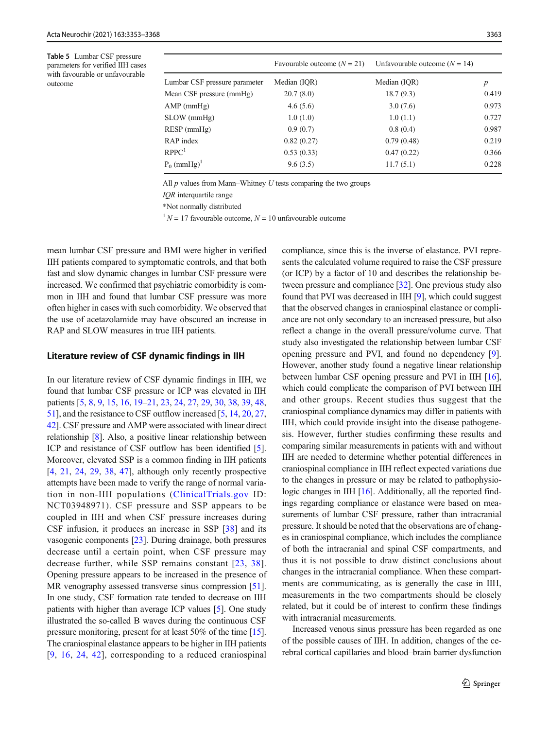**Table 5** Lumbar CSF pressure parameters for verified IIH cases with favourable or unfavourable outcome

| | Favourable outcome ($N = 21$) | Unfavourable outcome ($N = 14$) | |
|---|---|---|---|
| Lumbar CSF pressure parameter | Median (IQR) | Median (IQR) | *p* |
| Mean CSF pressure (mmHg) | 20.7 (8.0) | 18.7 (9.3) | 0.419 |
| AMP (mmHg) | 4.6 (5.6) | 3.0 (7.6) | 0.973 |
| SLOW (mmHg) | 1.0 (1.0) | 1.0 (1.1) | 0.727 |
| RESP (mmHg) | 0.9 (0.7) | 0.8 (0.4) | 0.987 |
| RAP index | 0.82 (0.27) | 0.79 (0.48) | 0.219 |
| RPPC[1] | 0.53 (0.33) | 0.47 (0.22) | 0.366 |
| $P_0$ (mmHg)[1] | 9.6 (3.5) | 11.7 (5.1) | 0.228 |

All *p* values from Mann–Whitney *U* tests comparing the two groups

*IQR* interquartile range

*Not normally distributed

[1] $N = 17$ favourable outcome, $N = 10$ unfavourable outcome

mean lumbar CSF pressure and BMI were higher in verified IIH patients compared to symptomatic controls, and that both fast and slow dynamic changes in lumbar CSF pressure were increased. We confirmed that psychiatric comorbidity is common in IIH and found that lumbar CSF pressure was more often higher in cases with such comorbidity. We observed that the use of acetazolamide may have obscured an increase in RAP and SLOW measures in true IIH patients.

### Literature review of CSF dynamic findings in IIH

In our literature review of CSF dynamic findings in IIH, we found that lumbar CSF pressure or ICP was elevated in IIH patients [5, 8, 9, 15, 16, 19–21, 23, 24, 27, 29, 30, 38, 39, 48, 51], and the resistance to CSF outflow increased [5, 14, 20, 27, 42]. CSF pressure and AMP were associated with linear direct relationship [8]. Also, a positive linear relationship between ICP and resistance of CSF outflow has been identified [5]. Moreover, elevated SSP is a common finding in IIH patients [4, 21, 24, 29, 38, 47], although only recently prospective attempts have been made to verify the range of normal variation in non-IIH populations (ClinicalTrials.gov ID: NCT03948971). CSF pressure and SSP appears to be coupled in IIH and when CSF pressure increases during CSF infusion, it produces an increase in SSP [38] and its vasogenic components [23]. During drainage, both pressures decrease until a certain point, when CSF pressure may decrease further, while SSP remains constant [23, 38]. Opening pressure appears to be increased in the presence of MR venography assessed transverse sinus compression [51]. In one study, CSF formation rate tended to decrease on IIH patients with higher than average ICP values [5]. One study illustrated the so-called B waves during the continuous CSF pressure monitoring, present for at least 50% of the time [15]. The craniospinal elastance appears to be higher in IIH patients [9, 16, 24, 42], corresponding to a reduced craniospinal compliance, since this is the inverse of elastance. PVI represents the calculated volume required to raise the CSF pressure (or ICP) by a factor of 10 and describes the relationship between pressure and compliance [32]. One previous study also found that PVI was decreased in IIH [9], which could suggest that the observed changes in craniospinal elastance or compliance are not only secondary to an increased pressure, but also reflect a change in the overall pressure/volume curve. That study also investigated the relationship between lumbar CSF opening pressure and PVI, and found no dependency [9]. However, another study found a negative linear relationship between lumbar CSF opening pressure and PVI in IIH [16], which could complicate the comparison of PVI between IIH and other groups. Recent studies thus suggest that the craniospinal compliance dynamics may differ in patients with IIH, which could provide insight into the disease pathogenesis. However, further studies confirming these results and comparing similar measurements in patients with and without IIH are needed to determine whether potential differences in craniospinal compliance in IIH reflect expected variations due to the changes in pressure or may be related to pathophysiologic changes in IIH [16]. Additionally, all the reported findings regarding compliance or elastance were based on measurements of lumbar CSF pressure, rather than intracranial pressure. It should be noted that the observations are of changes in craniospinal compliance, which includes the compliance of both the intracranial and spinal CSF compartments, and thus it is not possible to draw distinct conclusions about changes in the intracranial compliance. When these compartments are communicating, as is generally the case in IIH, measurements in the two compartments should be closely related, but it could be of interest to confirm these findings with intracranial measurements.

Increased venous sinus pressure has been regarded as one of the possible causes of IIH. In addition, changes of the cerebral cortical capillaries and blood–brain barrier dysfunction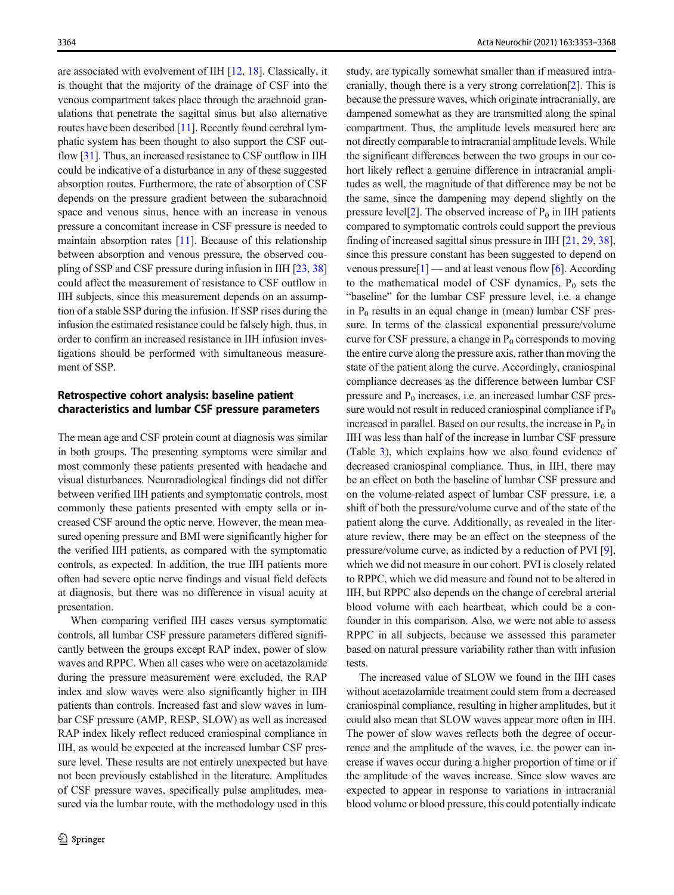are associated with evolvement of IIH [12, 18]. Classically, it is thought that the majority of the drainage of CSF into the venous compartment takes place through the arachnoid granulations that penetrate the sagittal sinus but also alternative routes have been described [11]. Recently found cerebral lymphatic system has been thought to also support the CSF outflow [31]. Thus, an increased resistance to CSF outflow in IIH could be indicative of a disturbance in any of these suggested absorption routes. Furthermore, the rate of absorption of CSF depends on the pressure gradient between the subarachnoid space and venous sinus, hence with an increase in venous pressure a concomitant increase in CSF pressure is needed to maintain absorption rates [11]. Because of this relationship between absorption and venous pressure, the observed coupling of SSP and CSF pressure during infusion in IIH [23, 38] could affect the measurement of resistance to CSF outflow in IIH subjects, since this measurement depends on an assumption of a stable SSP during the infusion. If SSP rises during the infusion the estimated resistance could be falsely high, thus, in order to confirm an increased resistance in IIH infusion investigations should be performed with simultaneous measurement of SSP.

### Retrospective cohort analysis: baseline patient characteristics and lumbar CSF pressure parameters

The mean age and CSF protein count at diagnosis was similar in both groups. The presenting symptoms were similar and most commonly these patients presented with headache and visual disturbances. Neuroradiological findings did not differ between verified IIH patients and symptomatic controls, most commonly these patients presented with empty sella or increased CSF around the optic nerve. However, the mean measured opening pressure and BMI were significantly higher for the verified IIH patients, as compared with the symptomatic controls, as expected. In addition, the true IIH patients more often had severe optic nerve findings and visual field defects at diagnosis, but there was no difference in visual acuity at presentation.

When comparing verified IIH cases versus symptomatic controls, all lumbar CSF pressure parameters differed significantly between the groups except RAP index, power of slow waves and RPPC. When all cases who were on acetazolamide during the pressure measurement were excluded, the RAP index and slow waves were also significantly higher in IIH patients than controls. Increased fast and slow waves in lumbar CSF pressure (AMP, RESP, SLOW) as well as increased RAP index likely reflect reduced craniospinal compliance in IIH, as would be expected at the increased lumbar CSF pressure level. These results are not entirely unexpected but have not been previously established in the literature. Amplitudes of CSF pressure waves, specifically pulse amplitudes, measured via the lumbar route, with the methodology used in this study, are typically somewhat smaller than if measured intracranially, though there is a very strong correlation[2]. This is because the pressure waves, which originate intracranially, are dampened somewhat as they are transmitted along the spinal compartment. Thus, the amplitude levels measured here are not directly comparable to intracranial amplitude levels. While the significant differences between the two groups in our cohort likely reflect a genuine difference in intracranial amplitudes as well, the magnitude of that difference may be not be the same, since the dampening may depend slightly on the pressure level[2]. The observed increase of $P_0$ in IIH patients compared to symptomatic controls could support the previous finding of increased sagittal sinus pressure in IIH [21, 29, 38], since this pressure constant has been suggested to depend on venous pressure[1] — and at least venous flow [6]. According to the mathematical model of CSF dynamics, $P_0$ sets the "baseline" for the lumbar CSF pressure level, i.e. a change in $P_0$ results in an equal change in (mean) lumbar CSF pressure. In terms of the classical exponential pressure/volume curve for CSF pressure, a change in $P_0$ corresponds to moving the entire curve along the pressure axis, rather than moving the state of the patient along the curve. Accordingly, craniospinal compliance decreases as the difference between lumbar CSF pressure and $P_0$ increases, i.e. an increased lumbar CSF pressure would not result in reduced craniospinal compliance if $P_0$ increased in parallel. Based on our results, the increase in $P_0$ in IIH was less than half of the increase in lumbar CSF pressure (Table 3), which explains how we also found evidence of decreased craniospinal compliance. Thus, in IIH, there may be an effect on both the baseline of lumbar CSF pressure and on the volume-related aspect of lumbar CSF pressure, i.e. a shift of both the pressure/volume curve and of the state of the patient along the curve. Additionally, as revealed in the literature review, there may be an effect on the steepness of the pressure/volume curve, as indicted by a reduction of PVI [9], which we did not measure in our cohort. PVI is closely related to RPPC, which we did measure and found not to be altered in IIH, but RPPC also depends on the change of cerebral arterial blood volume with each heartbeat, which could be a confounder in this comparison. Also, we were not able to assess RPPC in all subjects, because we assessed this parameter based on natural pressure variability rather than with infusion tests.

The increased value of SLOW we found in the IIH cases without acetazolamide treatment could stem from a decreased craniospinal compliance, resulting in higher amplitudes, but it could also mean that SLOW waves appear more often in IIH. The power of slow waves reflects both the degree of occurrence and the amplitude of the waves, i.e. the power can increase if waves occur during a higher proportion of time or if the amplitude of the waves increase. Since slow waves are expected to appear in response to variations in intracranial blood volume or blood pressure, this could potentially indicate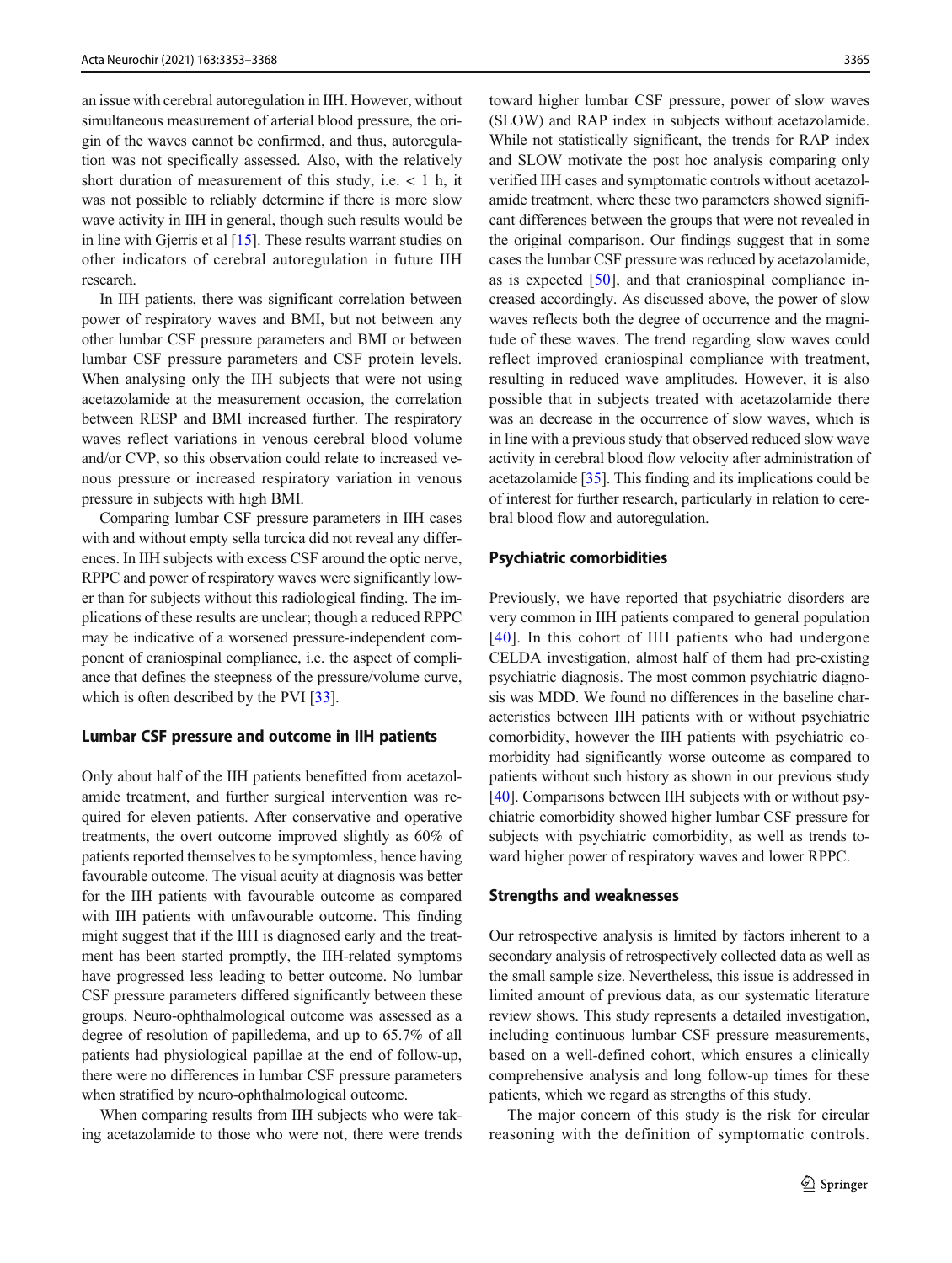an issue with cerebral autoregulation in IIH. However, without simultaneous measurement of arterial blood pressure, the origin of the waves cannot be confirmed, and thus, autoregulation was not specifically assessed. Also, with the relatively short duration of measurement of this study, i.e. < 1 h, it was not possible to reliably determine if there is more slow wave activity in IIH in general, though such results would be in line with Gjerris et al [15]. These results warrant studies on other indicators of cerebral autoregulation in future IIH research.

In IIH patients, there was significant correlation between power of respiratory waves and BMI, but not between any other lumbar CSF pressure parameters and BMI or between lumbar CSF pressure parameters and CSF protein levels. When analysing only the IIH subjects that were not using acetazolamide at the measurement occasion, the correlation between RESP and BMI increased further. The respiratory waves reflect variations in venous cerebral blood volume and/or CVP, so this observation could relate to increased venous pressure or increased respiratory variation in venous pressure in subjects with high BMI.

Comparing lumbar CSF pressure parameters in IIH cases with and without empty sella turcica did not reveal any differences. In IIH subjects with excess CSF around the optic nerve, RPPC and power of respiratory waves were significantly lower than for subjects without this radiological finding. The implications of these results are unclear; though a reduced RPPC may be indicative of a worsened pressure-independent component of craniospinal compliance, i.e. the aspect of compliance that defines the steepness of the pressure/volume curve, which is often described by the PVI [33].

### Lumbar CSF pressure and outcome in IIH patients

Only about half of the IIH patients benefitted from acetazolamide treatment, and further surgical intervention was required for eleven patients. After conservative and operative treatments, the overt outcome improved slightly as 60% of patients reported themselves to be symptomless, hence having favourable outcome. The visual acuity at diagnosis was better for the IIH patients with favourable outcome as compared with IIH patients with unfavourable outcome. This finding might suggest that if the IIH is diagnosed early and the treatment has been started promptly, the IIH-related symptoms have progressed less leading to better outcome. No lumbar CSF pressure parameters differed significantly between these groups. Neuro-ophthalmological outcome was assessed as a degree of resolution of papilledema, and up to 65.7% of all patients had physiological papillae at the end of follow-up, there were no differences in lumbar CSF pressure parameters when stratified by neuro-ophthalmological outcome.

When comparing results from IIH subjects who were taking acetazolamide to those who were not, there were trends toward higher lumbar CSF pressure, power of slow waves (SLOW) and RAP index in subjects without acetazolamide. While not statistically significant, the trends for RAP index and SLOW motivate the post hoc analysis comparing only verified IIH cases and symptomatic controls without acetazolamide treatment, where these two parameters showed significant differences between the groups that were not revealed in the original comparison. Our findings suggest that in some cases the lumbar CSF pressure was reduced by acetazolamide, as is expected [50], and that craniospinal compliance increased accordingly. As discussed above, the power of slow waves reflects both the degree of occurrence and the magnitude of these waves. The trend regarding slow waves could reflect improved craniospinal compliance with treatment, resulting in reduced wave amplitudes. However, it is also possible that in subjects treated with acetazolamide there was an decrease in the occurrence of slow waves, which is in line with a previous study that observed reduced slow wave activity in cerebral blood flow velocity after administration of acetazolamide [35]. This finding and its implications could be of interest for further research, particularly in relation to cerebral blood flow and autoregulation.

### Psychiatric comorbidities

Previously, we have reported that psychiatric disorders are very common in IIH patients compared to general population [40]. In this cohort of IIH patients who had undergone CELDA investigation, almost half of them had pre-existing psychiatric diagnosis. The most common psychiatric diagnosis was MDD. We found no differences in the baseline characteristics between IIH patients with or without psychiatric comorbidity, however the IIH patients with psychiatric comorbidity had significantly worse outcome as compared to patients without such history as shown in our previous study [40]. Comparisons between IIH subjects with or without psychiatric comorbidity showed higher lumbar CSF pressure for subjects with psychiatric comorbidity, as well as trends toward higher power of respiratory waves and lower RPPC.

### Strengths and weaknesses

Our retrospective analysis is limited by factors inherent to a secondary analysis of retrospectively collected data as well as the small sample size. Nevertheless, this issue is addressed in limited amount of previous data, as our systematic literature review shows. This study represents a detailed investigation, including continuous lumbar CSF pressure measurements, based on a well-defined cohort, which ensures a clinically comprehensive analysis and long follow-up times for these patients, which we regard as strengths of this study.

The major concern of this study is the risk for circular reasoning with the definition of symptomatic controls.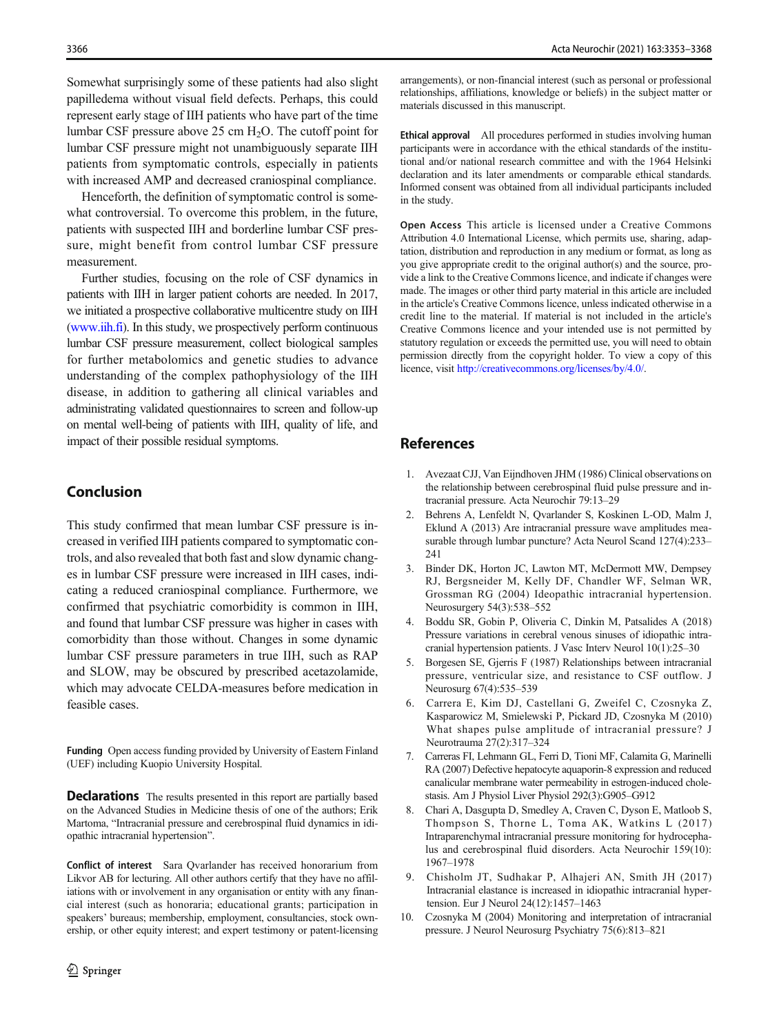Somewhat surprisingly some of these patients had also slight papilledema without visual field defects. Perhaps, this could represent early stage of IIH patients who have part of the time lumbar CSF pressure above 25 cm $H_2O$. The cutoff point for lumbar CSF pressure might not unambiguously separate IIH patients from symptomatic controls, especially in patients with increased AMP and decreased craniospinal compliance.

Henceforth, the definition of symptomatic control is somewhat controversial. To overcome this problem, in the future, patients with suspected IIH and borderline lumbar CSF pressure, might benefit from control lumbar CSF pressure measurement.

Further studies, focusing on the role of CSF dynamics in patients with IIH in larger patient cohorts are needed. In 2017, we initiated a prospective collaborative multicentre study on IIH (www.iih.fi). In this study, we prospectively perform continuous lumbar CSF pressure measurement, collect biological samples for further metabolomics and genetic studies to advance understanding of the complex pathophysiology of the IIH disease, in addition to gathering all clinical variables and administrating validated questionnaires to screen and follow-up on mental well-being of patients with IIH, quality of life, and impact of their possible residual symptoms.

## Conclusion

This study confirmed that mean lumbar CSF pressure is increased in verified IIH patients compared to symptomatic controls, and also revealed that both fast and slow dynamic changes in lumbar CSF pressure were increased in IIH cases, indicating a reduced craniospinal compliance. Furthermore, we confirmed that psychiatric comorbidity is common in IIH, and found that lumbar CSF pressure was higher in cases with comorbidity than those without. Changes in some dynamic lumbar CSF pressure parameters in true IIH, such as RAP and SLOW, may be obscured by prescribed acetazolamide, which may advocate CELDA-measures before medication in feasible cases.

**Funding** Open access funding provided by University of Eastern Finland (UEF) including Kuopio University Hospital.

**Declarations** The results presented in this report are partially based on the Advanced Studies in Medicine thesis of one of the authors; Erik Martoma, "Intracranial pressure and cerebrospinal fluid dynamics in idiopathic intracranial hypertension".

**Conflict of interest** Sara Qvarlander has received honorarium from Likvor AB for lecturing. All other authors certify that they have no affiliations with or involvement in any organisation or entity with any financial interest (such as honoraria; educational grants; participation in speakers' bureaus; membership, employment, consultancies, stock ownership, or other equity interest; and expert testimony or patent-licensing arrangements), or non-financial interest (such as personal or professional relationships, affiliations, knowledge or beliefs) in the subject matter or materials discussed in this manuscript.

**Ethical approval** All procedures performed in studies involving human participants were in accordance with the ethical standards of the institutional and/or national research committee and with the 1964 Helsinki declaration and its later amendments or comparable ethical standards. Informed consent was obtained from all individual participants included in the study.

**Open Access** This article is licensed under a Creative Commons Attribution 4.0 International License, which permits use, sharing, adaptation, distribution and reproduction in any medium or format, as long as you give appropriate credit to the original author(s) and the source, provide a link to the Creative Commons licence, and indicate if changes were made. The images or other third party material in this article are included in the article's Creative Commons licence, unless indicated otherwise in a credit line to the material. If material is not included in the article's Creative Commons licence and your intended use is not permitted by statutory regulation or exceeds the permitted use, you will need to obtain permission directly from the copyright holder. To view a copy of this licence, visit http://creativecommons.org/licenses/by/4.0/.

## References

1. Avezaat CJJ, Van Eijndhoven JHM (1986) Clinical observations on the relationship between cerebrospinal fluid pulse pressure and intracranial pressure. Acta Neurochir 79:13–29
2. Behrens A, Lenfeldt N, Qvarlander S, Koskinen L-OD, Malm J, Eklund A (2013) Are intracranial pressure wave amplitudes measurable through lumbar puncture? Acta Neurol Scand 127(4):233–241
3. Binder DK, Horton JC, Lawton MT, McDermott MW, Dempsey RJ, Bergsneider M, Kelly DF, Chandler WF, Selman WR, Grossman RG (2004) Ideopathic intracranial hypertension. Neurosurgery 54(3):538–552
4. Boddu SR, Gobin P, Oliveria C, Dinkin M, Patsalides A (2018) Pressure variations in cerebral venous sinuses of idiopathic intracranial hypertension patients. J Vasc Interv Neurol 10(1):25–30
5. Borgesen SE, Gjerris F (1987) Relationships between intracranial pressure, ventricular size, and resistance to CSF outflow. J Neurosurg 67(4):535–539
6. Carrera E, Kim DJ, Castellani G, Zweifel C, Czosnyka Z, Kasparowicz M, Smielewski P, Pickard JD, Czosnyka M (2010) What shapes pulse amplitude of intracranial pressure? J Neurotrauma 27(2):317–324
7. Carreras FI, Lehmann GL, Ferri D, Tioni MF, Calamita G, Marinelli RA (2007) Defective hepatocyte aquaporin-8 expression and reduced canalicular membrane water permeability in estrogen-induced cholestasis. Am J Physiol Liver Physiol 292(3):G905–G912
8. Chari A, Dasgupta D, Smedley A, Craven C, Dyson E, Matloob S, Thompson S, Thorne L, Toma AK, Watkins L (2017) Intraparenchymal intracranial pressure monitoring for hydrocephalus and cerebrospinal fluid disorders. Acta Neurochir 159(10): 1967–1978
9. Chisholm JT, Sudhakar P, Alhajeri AN, Smith JH (2017) Intracranial elastance is increased in idiopathic intracranial hypertension. Eur J Neurol 24(12):1457–1463
10. Czosnyka M (2004) Monitoring and interpretation of intracranial pressure. J Neurol Neurosurg Psychiatry 75(6):813–821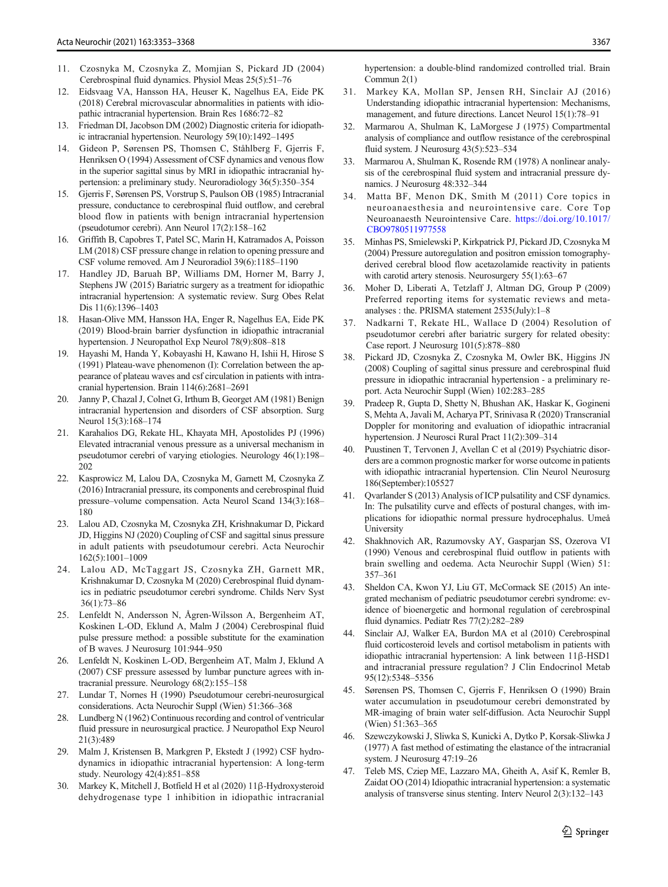11. Czosnyka M, Czosnyka Z, Momjian S, Pickard JD (2004) Cerebrospinal fluid dynamics. Physiol Meas 25(5):51–76
12. Eidsvaag VA, Hansson HA, Heuser K, Nagelhus EA, Eide PK (2018) Cerebral microvascular abnormalities in patients with idiopathic intracranial hypertension. Brain Res 1686:72–82
13. Friedman DI, Jacobson DM (2002) Diagnostic criteria for idiopathic intracranial hypertension. Neurology 59(10):1492–1495
14. Gideon P, Sørensen PS, Thomsen C, Ståhlberg F, Gjerris F, Henriksen O (1994) Assessment of CSF dynamics and venous flow in the superior sagittal sinus by MRI in idiopathic intracranial hypertension: a preliminary study. Neuroradiology 36(5):350–354
15. Gjerris F, Sørensen PS, Vorstrup S, Paulson OB (1985) Intracranial pressure, conductance to cerebrospinal fluid outflow, and cerebral blood flow in patients with benign intracranial hypertension (pseudotumor cerebri). Ann Neurol 17(2):158–162
16. Griffith B, Capobres T, Patel SC, Marin H, Katramados A, Poisson LM (2018) CSF pressure change in relation to opening pressure and CSF volume removed. Am J Neuroradiol 39(6):1185–1190
17. Handley JD, Baruah BP, Williams DM, Horner M, Barry J, Stephens JW (2015) Bariatric surgery as a treatment for idiopathic intracranial hypertension: A systematic review. Surg Obes Relat Dis 11(6):1396–1403
18. Hasan-Olive MM, Hansson HA, Enger R, Nagelhus EA, Eide PK (2019) Blood-brain barrier dysfunction in idiopathic intracranial hypertension. J Neuropathol Exp Neurol 78(9):808–818
19. Hayashi M, Handa Y, Kobayashi H, Kawano H, Ishii H, Hirose S (1991) Plateau-wave phenomenon (I): Correlation between the appearance of plateau waves and csf circulation in patients with intracranial hypertension. Brain 114(6):2681–2691
20. Janny P, Chazal J, Colnet G, Irthum B, Georget AM (1981) Benign intracranial hypertension and disorders of CSF absorption. Surg Neurol 15(3):168–174
21. Karahalios DG, Rekate HL, Khayata MH, Apostolides PJ (1996) Elevated intracranial venous pressure as a universal mechanism in pseudotumor cerebri of varying etiologies. Neurology 46(1):198–202
22. Kasprowicz M, Lalou DA, Czosnyka M, Garnett M, Czosnyka Z (2016) Intracranial pressure, its components and cerebrospinal fluid pressure–volume compensation. Acta Neurol Scand 134(3):168–180
23. Lalou AD, Czosnyka M, Czosnyka ZH, Krishnakumar D, Pickard JD, Higgins NJ (2020) Coupling of CSF and sagittal sinus pressure in adult patients with pseudotumour cerebri. Acta Neurochir 162(5):1001–1009
24. Lalou AD, McTaggart JS, Czosnyka ZH, Garnett MR, Krishnakumar D, Czosnyka M (2020) Cerebrospinal fluid dynamics in pediatric pseudotumor cerebri syndrome. Childs Nerv Syst 36(1):73–86
25. Lenfeldt N, Andersson N, Ågren-Wilsson A, Bergenheim AT, Koskinen L-OD, Eklund A, Malm J (2004) Cerebrospinal fluid pulse pressure method: a possible substitute for the examination of B waves. J Neurosurg 101:944–950
26. Lenfeldt N, Koskinen L-OD, Bergenheim AT, Malm J, Eklund A (2007) CSF pressure assessed by lumbar puncture agrees with intracranial pressure. Neurology 68(2):155–158
27. Lundar T, Nornes H (1990) Pseudotumour cerebri-neurosurgical considerations. Acta Neurochir Suppl (Wien) 51:366–368
28. Lundberg N (1962) Continuous recording and control of ventricular fluid pressure in neurosurgical practice. J Neuropathol Exp Neurol 21(3):489
29. Malm J, Kristensen B, Markgren P, Ekstedt J (1992) CSF hydrodynamics in idiopathic intracranial hypertension: A long-term study. Neurology 42(4):851–858
30. Markey K, Mitchell J, Botfield H et al (2020) 11β-Hydroxysteroid dehydrogenase type 1 inhibition in idiopathic intracranial hypertension: a double-blind randomized controlled trial. Brain Commun 2(1)
31. Markey KA, Mollan SP, Jensen RH, Sinclair AJ (2016) Understanding idiopathic intracranial hypertension: Mechanisms, management, and future directions. Lancet Neurol 15(1):78–91
32. Marmarou A, Shulman K, LaMorgese J (1975) Compartmental analysis of compliance and outflow resistance of the cerebrospinal fluid system. J Neurosurg 43(5):523–534
33. Marmarou A, Shulman K, Rosende RM (1978) A nonlinear analysis of the cerebrospinal fluid system and intracranial pressure dynamics. J Neurosurg 48:332–344
34. Matta BF, Menon DK, Smith M (2011) Core topics in neuroanaesthesia and neurointensive care. Core Top Neuroanaesth Neurointensive Care. https://doi.org/10.1017/CBO9780511977558
35. Minhas PS, Smielewski P, Kirkpatrick PJ, Pickard JD, Czosnyka M (2004) Pressure autoregulation and positron emission tomography-derived cerebral blood flow acetazolamide reactivity in patients with carotid artery stenosis. Neurosurgery 55(1):63–67
36. Moher D, Liberati A, Tetzlaff J, Altman DG, Group P (2009) Preferred reporting items for systematic reviews and meta-analyses : the. PRISMA statement 2535(July):1–8
37. Nadkarni T, Rekate HL, Wallace D (2004) Resolution of pseudotumor cerebri after bariatric surgery for related obesity: Case report. J Neurosurg 101(5):878–880
38. Pickard JD, Czosnyka Z, Czosnyka M, Owler BK, Higgins JN (2008) Coupling of sagittal sinus pressure and cerebrospinal fluid pressure in idiopathic intracranial hypertension - a preliminary report. Acta Neurochir Suppl (Wien) 102:283–285
39. Pradeep R, Gupta D, Shetty N, Bhushan AK, Haskar K, Gogineni S, Mehta A, Javali M, Acharya PT, Srinivasa R (2020) Transcranial Doppler for monitoring and evaluation of idiopathic intracranial hypertension. J Neurosci Rural Pract 11(2):309–314
40. Puustinen T, Tervonen J, Avellan C et al (2019) Psychiatric disorders are a common prognostic marker for worse outcome in patients with idiopathic intracranial hypertension. Clin Neurol Neurosurg 186(September):105527
41. Qvarlander S (2013) Analysis of ICP pulsatility and CSF dynamics. In: The pulsatility curve and effects of postural changes, with implications for idiopathic normal pressure hydrocephalus. Umeå University
42. Shakhnovich AR, Razumovsky AY, Gasparjan SS, Ozerova VI (1990) Venous and cerebrospinal fluid outflow in patients with brain swelling and oedema. Acta Neurochir Suppl (Wien) 51: 357–361
43. Sheldon CA, Kwon YJ, Liu GT, McCormack SE (2015) An integrated mechanism of pediatric pseudotumor cerebri syndrome: evidence of bioenergetic and hormonal regulation of cerebrospinal fluid dynamics. Pediatr Res 77(2):282–289
44. Sinclair AJ, Walker EA, Burdon MA et al (2010) Cerebrospinal fluid corticosteroid levels and cortisol metabolism in patients with idiopathic intracranial hypertension: A link between 11β-HSD1 and intracranial pressure regulation? J Clin Endocrinol Metab 95(12):5348–5356
45. Sørensen PS, Thomsen C, Gjerris F, Henriksen O (1990) Brain water accumulation in pseudotumour cerebri demonstrated by MR-imaging of brain water self-diffusion. Acta Neurochir Suppl (Wien) 51:363–365
46. Szewczykowski J, Sliwka S, Kunicki A, Dytko P, Korsak-Sliwka J (1977) A fast method of estimating the elastance of the intracranial system. J Neurosurg 47:19–26
47. Teleb MS, Cziep ME, Lazzaro MA, Gheith A, Asif K, Remler B, Zaidat OO (2014) Idiopathic intracranial hypertension: a systematic analysis of transverse sinus stenting. Interv Neurol 2(3):132–143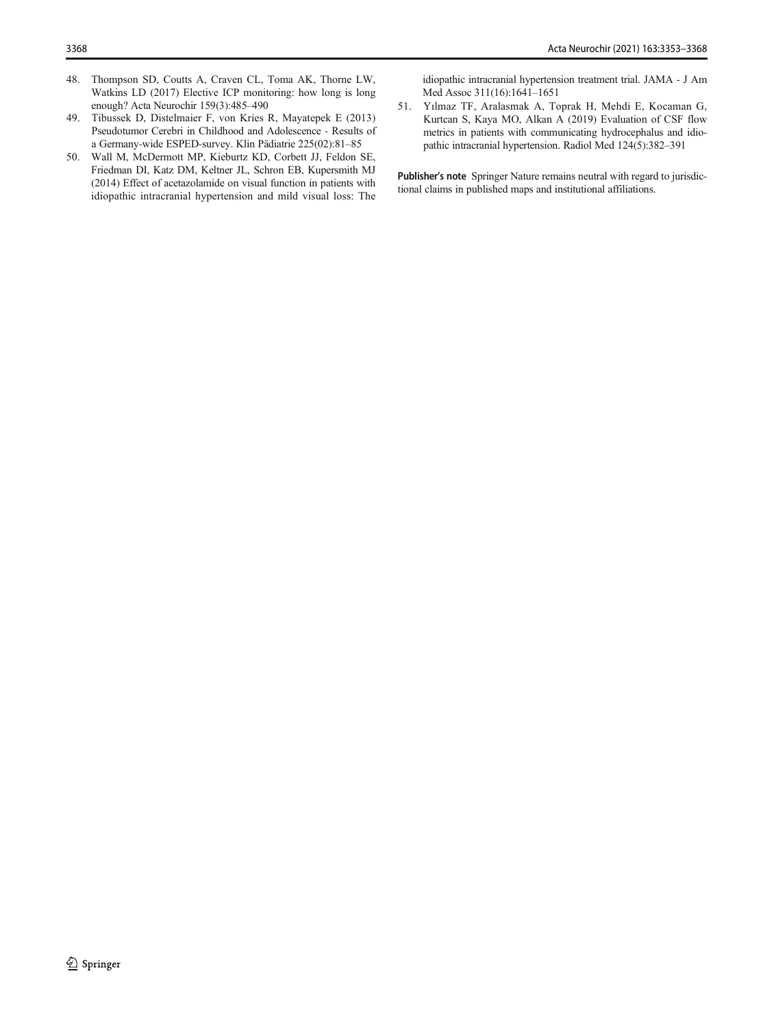48. Thompson SD, Coutts A, Craven CL, Toma AK, Thorne LW, Watkins LD (2017) Elective ICP monitoring: how long is long enough? Acta Neurochir 159(3):485–490
49. Tibussek D, Distelmaier F, von Kries R, Mayatepek E (2013) Pseudotumor Cerebri in Childhood and Adolescence - Results of a Germany-wide ESPED-survey. Klin Pädiatrie 225(02):81–85
50. Wall M, McDermott MP, Kieburtz KD, Corbett JJ, Feldon SE, Friedman DI, Katz DM, Keltner JL, Schron EB, Kupersmith MJ (2014) Effect of acetazolamide on visual function in patients with idiopathic intracranial hypertension and mild visual loss: The idiopathic intracranial hypertension treatment trial. JAMA - J Am Med Assoc 311(16):1641–1651
51. Yılmaz TF, Aralasmak A, Toprak H, Mehdi E, Kocaman G, Kurtcan S, Kaya MO, Alkan A (2019) Evaluation of CSF flow metrics in patients with communicating hydrocephalus and idiopathic intracranial hypertension. Radiol Med 124(5):382–391

**Publisher's note** Springer Nature remains neutral with regard to jurisdictional claims in published maps and institutional affiliations.